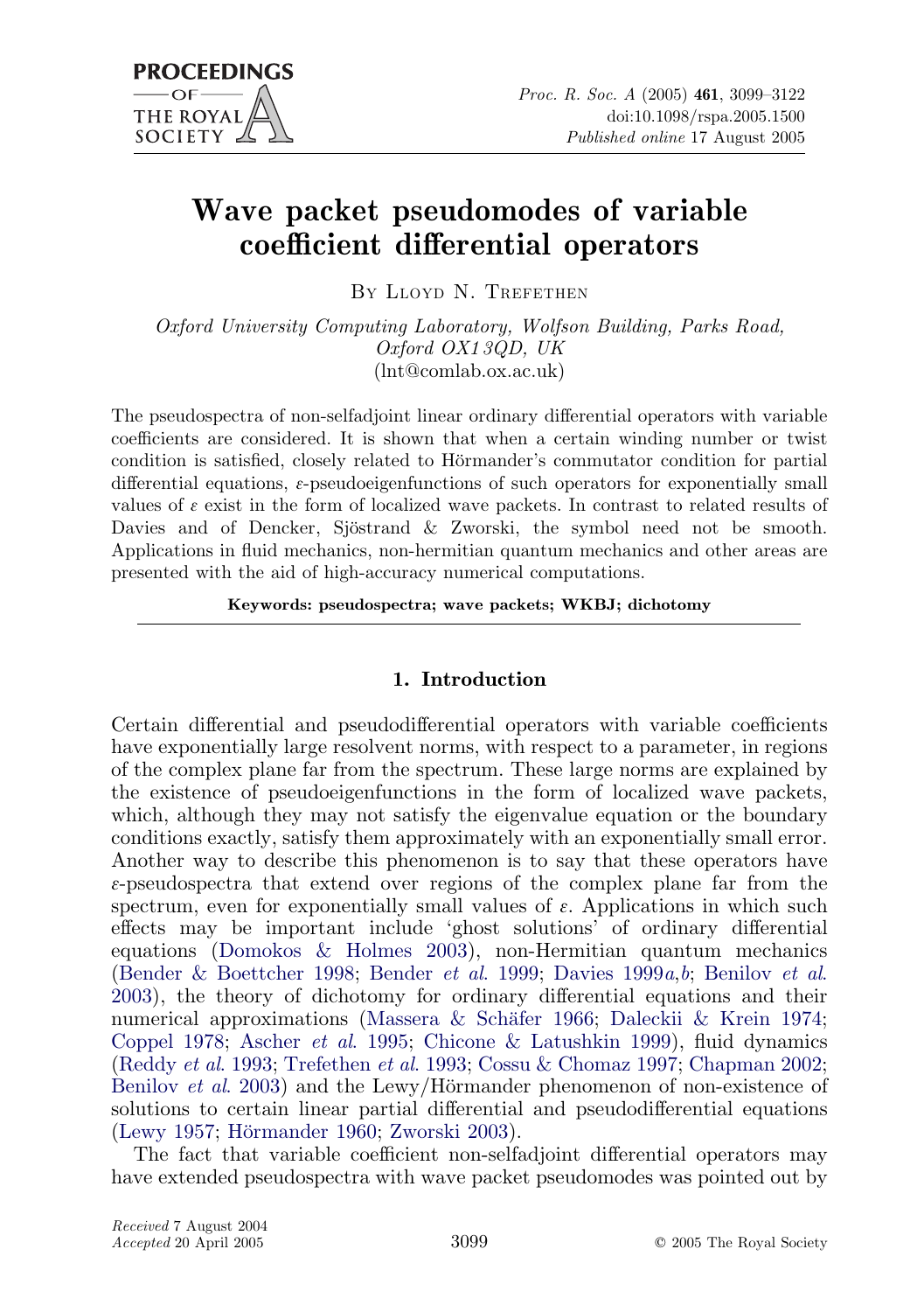# Wave packet pseudomodes of variable coefficient differential operators

By Lloyd N. Trefethen

*Oxford University Computing Laboratory, Wolfson Building, Parks Road, Oxford OX1 3QD, UK*
(lnt@comlab.ox.ac.uk)

The pseudospectra of non-selfadjoint linear ordinary differential operators with variable coefficients are considered. It is shown that when a certain winding number or twist condition is satisfied, closely related to Hörmander's commutator condition for partial differential equations, $\varepsilon$-pseudoeigenfunctions of such operators for exponentially small values of $\varepsilon$ exist in the form of localized wave packets. In contrast to related results of Davies and of Dencker, Sjöstrand & Zworski, the symbol need not be smooth. Applications in fluid mechanics, non-hermitian quantum mechanics and other areas are presented with the aid of high-accuracy numerical computations.

**Keywords: pseudospectra; wave packets; WKBJ; dichotomy**

## 1. Introduction

Certain differential and pseudodifferential operators with variable coefficients have exponentially large resolvent norms, with respect to a parameter, in regions of the complex plane far from the spectrum. These large norms are explained by the existence of pseudoeigenfunctions in the form of localized wave packets, which, although they may not satisfy the eigenvalue equation or the boundary conditions exactly, satisfy them approximately with an exponentially small error. Another way to describe this phenomenon is to say that these operators have $\varepsilon$-pseudospectra that extend over regions of the complex plane far from the spectrum, even for exponentially small values of $\varepsilon$. Applications in which such effects may be important include 'ghost solutions' of ordinary differential equations (Domokos & Holmes 2003), non-Hermitian quantum mechanics (Bender & Boettcher 1998; Bender *et al.* 1999; Davies 1999*a*,*b*; Benilov *et al.* 2003), the theory of dichotomy for ordinary differential equations and their numerical approximations (Massera & Schäfer 1966; Daleckii & Krein 1974; Coppel 1978; Ascher *et al.* 1995; Chicone & Latushkin 1999), fluid dynamics (Reddy *et al.* 1993; Trefethen *et al.* 1993; Cossu & Chomaz 1997; Chapman 2002; Benilov *et al.* 2003) and the Lewy/Hörmander phenomenon of non-existence of solutions to certain linear partial differential and pseudodifferential equations (Lewy 1957; Hörmander 1960; Zworski 2003).

The fact that variable coefficient non-selfadjoint differential operators may have extended pseudospectra with wave packet pseudomodes was pointed out by

*Received* 7 August 2004
*Accepted* 20 April 2005

© 2005 The Royal Society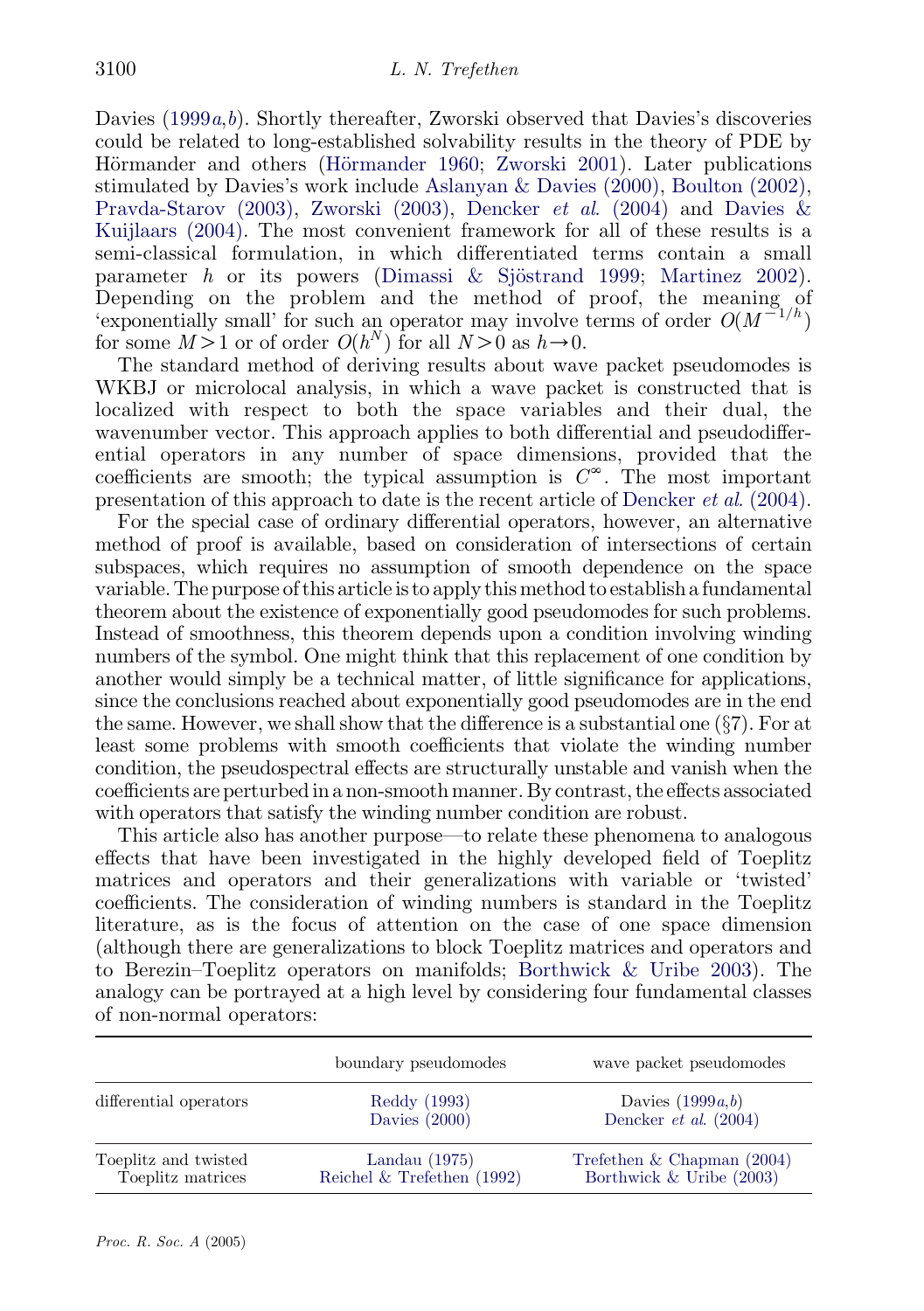Davies (1999*a*,*b*). Shortly thereafter, Zworski observed that Davies's discoveries could be related to long-established solvability results in the theory of PDE by Hörmander and others (Hörmander 1960; Zworski 2001). Later publications stimulated by Davies's work include Aslanyan & Davies (2000), Boulton (2002), Pravda-Starov (2003), Zworski (2003), Dencker *et al*. (2004) and Davies & Kuijlaars (2004). The most convenient framework for all of these results is a semi-classical formulation, in which differentiated terms contain a small parameter $h$ or its powers (Dimassi & Sjöstrand 1999; Martinez 2002). Depending on the problem and the method of proof, the meaning of 'exponentially small' for such an operator may involve terms of order $O(M^{-1/h})$ for some $M>1$ or of order $O(h^N)$ for all $N>0$ as $h \to 0$.

The standard method of deriving results about wave packet pseudomodes is WKBJ or microlocal analysis, in which a wave packet is constructed that is localized with respect to both the space variables and their dual, the wavenumber vector. This approach applies to both differential and pseudodifferential operators in any number of space dimensions, provided that the coefficients are smooth; the typical assumption is $C^\infty$. The most important presentation of this approach to date is the recent article of Dencker *et al*. (2004).

For the special case of ordinary differential operators, however, an alternative method of proof is available, based on consideration of intersections of certain subspaces, which requires no assumption of smooth dependence on the space variable. The purpose of this article is to apply this method to establish a fundamental theorem about the existence of exponentially good pseudomodes for such problems. Instead of smoothness, this theorem depends upon a condition involving winding numbers of the symbol. One might think that this replacement of one condition by another would simply be a technical matter, of little significance for applications, since the conclusions reached about exponentially good pseudomodes are in the end the same. However, we shall show that the difference is a substantial one (§7). For at least some problems with smooth coefficients that violate the winding number condition, the pseudospectral effects are structurally unstable and vanish when the coefficients are perturbed in a non-smooth manner. By contrast, the effects associated with operators that satisfy the winding number condition are robust.

This article also has another purpose—to relate these phenomena to analogous effects that have been investigated in the highly developed field of Toeplitz matrices and operators and their generalizations with variable or 'twisted' coefficients. The consideration of winding numbers is standard in the Toeplitz literature, as is the focus of attention on the case of one space dimension (although there are generalizations to block Toeplitz matrices and operators and to Berezin–Toeplitz operators on manifolds; Borthwick & Uribe 2003). The analogy can be portrayed at a high level by considering four fundamental classes of non-normal operators:

| | boundary pseudomodes | wave packet pseudomodes |
|---|---|---|
| differential operators | Reddy (1993)<br>Davies (2000) | Davies (1999*a*,*b*)<br>Dencker *et al*. (2004) |
| Toeplitz and twisted Toeplitz matrices | Landau (1975)<br>Reichel & Trefethen (1992) | Trefethen & Chapman (2004)<br>Borthwick & Uribe (2003) |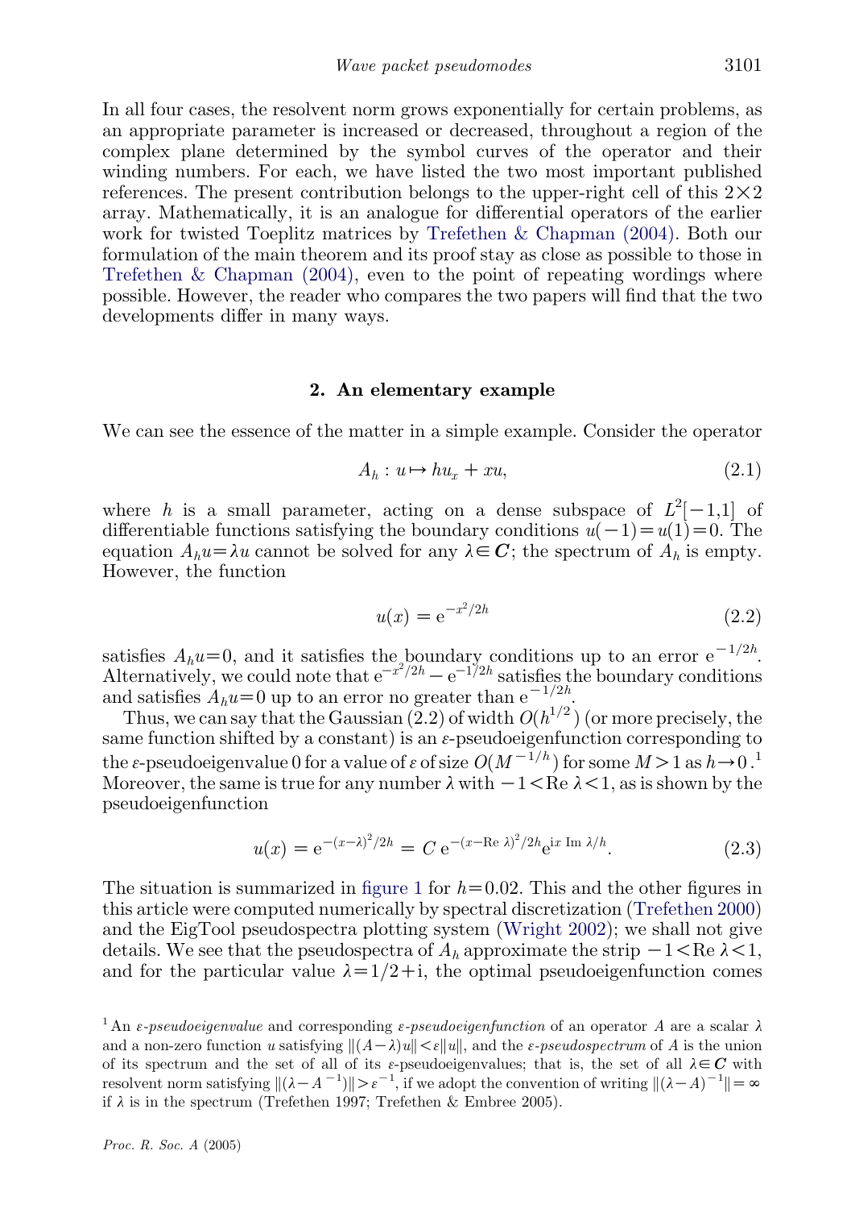In all four cases, the resolvent norm grows exponentially for certain problems, as an appropriate parameter is increased or decreased, throughout a region of the complex plane determined by the symbol curves of the operator and their winding numbers. For each, we have listed the two most important published references. The present contribution belongs to the upper-right cell of this $2\times 2$ array. Mathematically, it is an analogue for differential operators of the earlier work for twisted Toeplitz matrices by Trefethen & Chapman (2004). Both our formulation of the main theorem and its proof stay as close as possible to those in Trefethen & Chapman (2004), even to the point of repeating wordings where possible. However, the reader who compares the two papers will find that the two developments differ in many ways.

## 2. An elementary example

We can see the essence of the matter in a simple example. Consider the operator

$$A_h : u \mapsto hu_x + xu, \tag{2.1}$$

where $h$ is a small parameter, acting on a dense subspace of $L^2[-1,1]$ of differentiable functions satisfying the boundary conditions $u(-1)=u(1)=0$. The equation $A_h u = \lambda u$ cannot be solved for any $\lambda \in \boldsymbol{C}$; the spectrum of $A_h$ is empty. However, the function

$$u(x) = \mathrm{e}^{-x^2/2h} \tag{2.2}$$

satisfies $A_h u = 0$, and it satisfies the boundary conditions up to an error $\mathrm{e}^{-1/2h}$. Alternatively, we could note that $\mathrm{e}^{-x^2/2h} - \mathrm{e}^{-1/2h}$ satisfies the boundary conditions and satisfies $A_h u = 0$ up to an error no greater than $\mathrm{e}^{-1/2h}$.

Thus, we can say that the Gaussian (2.2) of width $O(h^{1/2})$ (or more precisely, the same function shifted by a constant) is an $\varepsilon$-pseudoeigenfunction corresponding to the $\varepsilon$-pseudoeigenvalue 0 for a value of $\varepsilon$ of size $O(M^{-1/h})$ for some $M>1$ as $h \to 0$.[1] Moreover, the same is true for any number $\lambda$ with $-1 < \mathrm{Re}\,\lambda < 1$, as is shown by the pseudoeigenfunction

$$u(x) = \mathrm{e}^{-(x-\lambda)^2/2h} = C\,\mathrm{e}^{-(x-\mathrm{Re}\,\lambda)^2/2h}\mathrm{e}^{\mathrm{i}x\,\mathrm{Im}\,\lambda/h}. \tag{2.3}$$

The situation is summarized in figure 1 for $h=0.02$. This and the other figures in this article were computed numerically by spectral discretization (Trefethen 2000) and the EigTool pseudospectra plotting system (Wright 2002); we shall not give details. We see that the pseudospectra of $A_h$ approximate the strip $-1 < \mathrm{Re}\,\lambda < 1$, and for the particular value $\lambda = 1/2 + \mathrm{i}$, the optimal pseudoeigenfunction comes

[1] An *$\varepsilon$-pseudoeigenvalue* and corresponding *$\varepsilon$-pseudoeigenfunction* of an operator $A$ are a scalar $\lambda$ and a non-zero function $u$ satisfying $\|(A-\lambda)u\| < \varepsilon\|u\|$, and the *$\varepsilon$-pseudospectrum* of $A$ is the union of its spectrum and the set of all of its $\varepsilon$-pseudoeigenvalues; that is, the set of all $\lambda \in \boldsymbol{C}$ with resolvent norm satisfying $\|(\lambda - A^{-1})\| > \varepsilon^{-1}$, if we adopt the convention of writing $\|(\lambda - A)^{-1}\| = \infty$ if $\lambda$ is in the spectrum (Trefethen 1997; Trefethen & Embree 2005).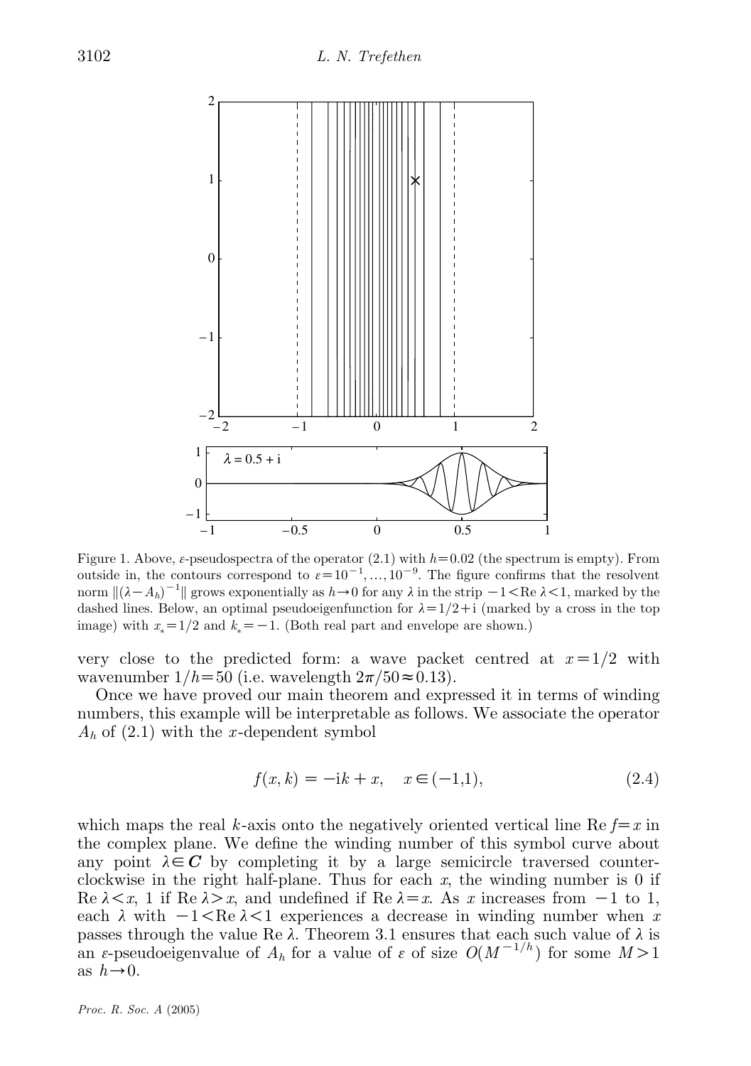Figure 1. Above, $\varepsilon$-pseudospectra of the operator (2.1) with $h=0.02$ (the spectrum is empty). From outside in, the contours correspond to $\varepsilon=10^{-1},\dots,10^{-9}$. The figure confirms that the resolvent norm $\|(\lambda-A_h)^{-1}\|$ grows exponentially as $h\to 0$ for any $\lambda$ in the strip $-1<\operatorname{Re}\lambda<1$, marked by the dashed lines. Below, an optimal pseudoeigenfunction for $\lambda=1/2+\mathrm{i}$ (marked by a cross in the top image) with $x_*=1/2$ and $k_*=-1$. (Both real part and envelope are shown.)

very close to the predicted form: a wave packet centred at $x=1/2$ with wavenumber $1/h=50$ (i.e. wavelength $2\pi/50\approx 0.13$).

Once we have proved our main theorem and expressed it in terms of winding numbers, this example will be interpretable as follows. We associate the operator $A_h$ of (2.1) with the $x$-dependent symbol

$$f(x,k) = -\mathrm{i}k + x, \quad x\in(-1,1), \tag{2.4}$$

which maps the real $k$-axis onto the negatively oriented vertical line $\operatorname{Re} f = x$ in the complex plane. We define the winding number of this symbol curve about any point $\lambda\in\boldsymbol{C}$ by completing it by a large semicircle traversed counterclockwise in the right half-plane. Thus for each $x$, the winding number is 0 if $\operatorname{Re}\lambda<x$, 1 if $\operatorname{Re}\lambda>x$, and undefined if $\operatorname{Re}\lambda=x$. As $x$ increases from $-1$ to 1, each $\lambda$ with $-1<\operatorname{Re}\lambda<1$ experiences a decrease in winding number when $x$ passes through the value $\operatorname{Re}\lambda$. Theorem 3.1 ensures that each such value of $\lambda$ is an $\varepsilon$-pseudoeigenvalue of $A_h$ for a value of $\varepsilon$ of size $O(M^{-1/h})$ for some $M>1$ as $h\to 0$.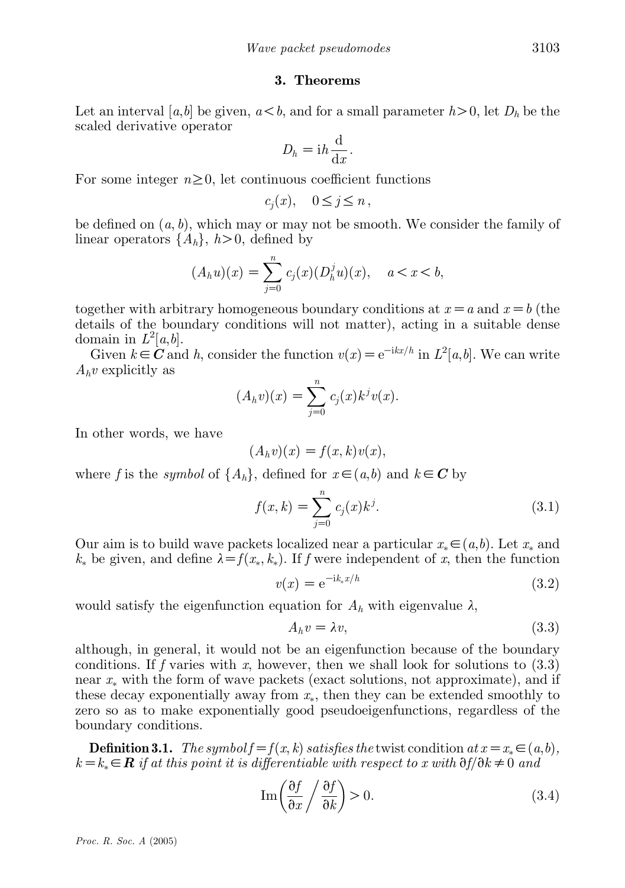## 3. Theorems

Let an interval $[a,b]$ be given, $a<b$, and for a small parameter $h>0$, let $D_h$ be the scaled derivative operator

$$D_h = \mathrm{i}h\frac{\mathrm{d}}{\mathrm{d}x}.$$

For some integer $n \geq 0$, let continuous coefficient functions

$$c_j(x), \quad 0 \leq j \leq n,$$

be defined on $(a, b)$, which may or may not be smooth. We consider the family of linear operators $\{A_h\}$, $h>0$, defined by

$$(A_h u)(x) = \sum_{j=0}^{n} c_j(x)(D_h^j u)(x), \quad a<x<b,$$

together with arbitrary homogeneous boundary conditions at $x=a$ and $x=b$ (the details of the boundary conditions will not matter), acting in a suitable dense domain in $L^2[a,b]$.

Given $k \in \boldsymbol{C}$ and $h$, consider the function $v(x) = \mathrm{e}^{-\mathrm{i}kx/h}$ in $L^2[a,b]$. We can write $A_h v$ explicitly as

$$(A_h v)(x) = \sum_{j=0}^{n} c_j(x)k^j v(x).$$

In other words, we have

$$(A_h v)(x) = f(x,k)v(x),$$

where $f$ is the *symbol* of $\{A_h\}$, defined for $x \in (a,b)$ and $k \in \boldsymbol{C}$ by

$$f(x,k) = \sum_{j=0}^{n} c_j(x)k^j. \tag{3.1}$$

Our aim is to build wave packets localized near a particular $x_* \in (a,b)$. Let $x_*$ and $k_*$ be given, and define $\lambda = f(x_*, k_*)$. If $f$ were independent of $x$, then the function

$$v(x) = \mathrm{e}^{-\mathrm{i}k_* x/h} \tag{3.2}$$

would satisfy the eigenfunction equation for $A_h$ with eigenvalue $\lambda$,

$$A_h v = \lambda v, \tag{3.3}$$

although, in general, it would not be an eigenfunction because of the boundary conditions. If $f$ varies with $x$, however, then we shall look for solutions to (3.3) near $x_*$ with the form of wave packets (exact solutions, not approximate), and if these decay exponentially away from $x_*$, then they can be extended smoothly to zero so as to make exponentially good pseudoeigenfunctions, regardless of the boundary conditions.

**Definition 3.1.** *The symbol* $f=f(x,k)$ *satisfies the* twist condition *at* $x=x_* \in (a,b)$, $k=k_* \in \boldsymbol{R}$ *if at this point it is differentiable with respect to* $x$ *with* $\partial f/\partial k \neq 0$ *and*

$$\mathrm{Im}\left(\frac{\partial f}{\partial x} \bigg/ \frac{\partial f}{\partial k}\right) > 0. \tag{3.4}$$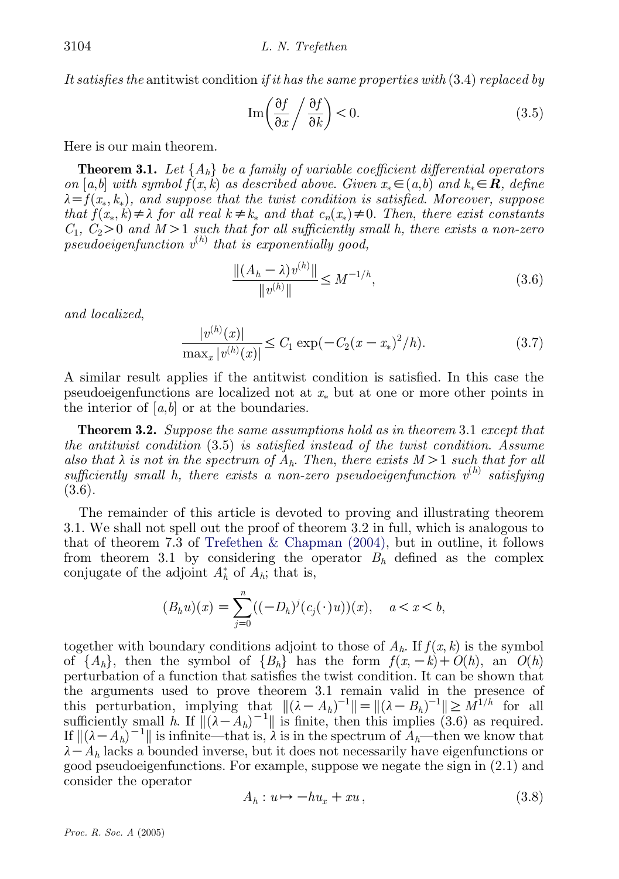*It satisfies the* antitwist condition *if it has the same properties with* (3.4) *replaced by*

$$\operatorname{Im}\left(\frac{\partial f}{\partial x} \bigg/ \frac{\partial f}{\partial k}\right) < 0. \tag{3.5}$$

Here is our main theorem.

**Theorem 3.1.** *Let $\{A_h\}$ be a family of variable coefficient differential operators on $[a,b]$ with symbol $f(x,k)$ as described above. Given $x_* \in (a,b)$ and $k_* \in \boldsymbol{R}$, define $\lambda = f(x_*, k_*)$, and suppose that the twist condition is satisfied. Moreover, suppose that $f(x_*, k) \neq \lambda$ for all real $k \neq k_*$ and that $c_n(x_*) \neq 0$. Then, there exist constants $C_1$, $C_2 > 0$ and $M > 1$ such that for all sufficiently small h, there exists a non-zero pseudoeigenfunction $v^{(h)}$ that is exponentially good,*

$$\frac{\|(A_h - \lambda) v^{(h)}\|}{\|v^{(h)}\|} \leq M^{-1/h}, \tag{3.6}$$

*and localized,*

$$\frac{|v^{(h)}(x)|}{\max_x |v^{(h)}(x)|} \leq C_1 \exp(-C_2 (x - x_*)^2 / h). \tag{3.7}$$

A similar result applies if the antitwist condition is satisfied. In this case the pseudoeigenfunctions are localized not at $x_*$ but at one or more other points in the interior of $[a,b]$ or at the boundaries.

**Theorem 3.2.** *Suppose the same assumptions hold as in theorem* 3.1 *except that the antitwist condition* (3.5) *is satisfied instead of the twist condition. Assume also that $\lambda$ is not in the spectrum of $A_h$. Then, there exists $M > 1$ such that for all sufficiently small h, there exists a non-zero pseudoeigenfunction $v^{(h)}$ satisfying* (3.6).

The remainder of this article is devoted to proving and illustrating theorem 3.1. We shall not spell out the proof of theorem 3.2 in full, which is analogous to that of theorem 7.3 of Trefethen & Chapman (2004), but in outline, it follows from theorem 3.1 by considering the operator $B_h$ defined as the complex conjugate of the adjoint $A_h^*$ of $A_h$; that is,

$$(B_h u)(x) = \sum_{j=0}^{n} ((-D_h)^j (c_j(\cdot) u))(x), \quad a < x < b,$$

together with boundary conditions adjoint to those of $A_h$. If $f(x,k)$ is the symbol of $\{A_h\}$, then the symbol of $\{B_h\}$ has the form $f(x,-k) + O(h)$, an $O(h)$ perturbation of a function that satisfies the twist condition. It can be shown that the arguments used to prove theorem 3.1 remain valid in the presence of this perturbation, implying that $\|(\lambda - A_h)^{-1}\| = \|(\lambda - B_h)^{-1}\| \geq M^{1/h}$ for all sufficiently small $h$. If $\|(\lambda - A_h)^{-1}\|$ is finite, then this implies (3.6) as required. If $\|(\lambda - A_h)^{-1}\|$ is infinite—that is, $\lambda$ is in the spectrum of $A_h$—then we know that $\lambda - A_h$ lacks a bounded inverse, but it does not necessarily have eigenfunctions or good pseudoeigenfunctions. For example, suppose we negate the sign in (2.1) and consider the operator

$$A_h : u \mapsto -h u_x + x u, \tag{3.8}$$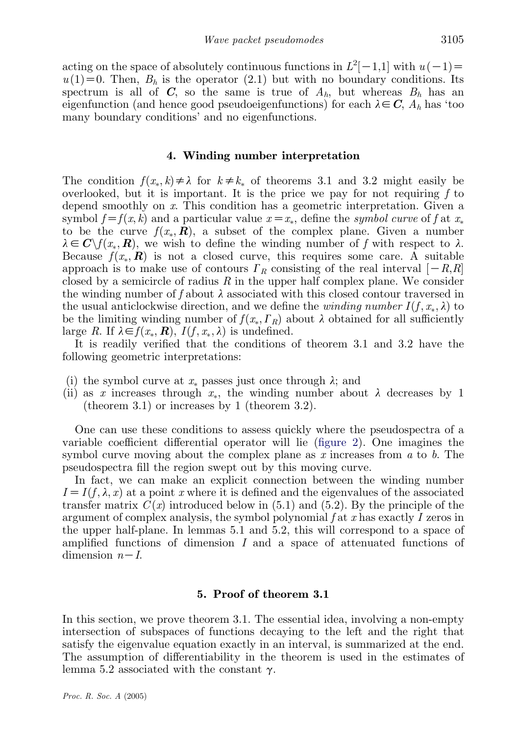acting on the space of absolutely continuous functions in $L^2[-1,1]$ with $u(-1)=u(1)=0$. Then, $B_h$ is the operator (2.1) but with no boundary conditions. Its spectrum is all of $\boldsymbol{C}$, so the same is true of $A_h$, but whereas $B_h$ has an eigenfunction (and hence good pseudoeigenfunctions) for each $\lambda \in \boldsymbol{C}$, $A_h$ has 'too many boundary conditions' and no eigenfunctions.

## 4. Winding number interpretation

The condition $f(x_*,k)\neq\lambda$ for $k\neq k_*$ of theorems 3.1 and 3.2 might easily be overlooked, but it is important. It is the price we pay for not requiring $f$ to depend smoothly on $x$. This condition has a geometric interpretation. Given a symbol $f=f(x,k)$ and a particular value $x=x_*$, define the *symbol curve* of $f$ at $x_*$ to be the curve $f(x_*,\boldsymbol{R})$, a subset of the complex plane. Given a number $\lambda\in\boldsymbol{C}\backslash f(x_*,\boldsymbol{R})$, we wish to define the winding number of $f$ with respect to $\lambda$. Because $f(x_*,\boldsymbol{R})$ is not a closed curve, this requires some care. A suitable approach is to make use of contours $\Gamma_R$ consisting of the real interval $[-R,R]$ closed by a semicircle of radius $R$ in the upper half complex plane. We consider the winding number of $f$ about $\lambda$ associated with this closed contour traversed in the usual anticlockwise direction, and we define the *winding number* $I(f,x_*,\lambda)$ to be the limiting winding number of $f(x_*,\Gamma_R)$ about $\lambda$ obtained for all sufficiently large $R$. If $\lambda\in f(x_*,\boldsymbol{R})$, $I(f,x_*,\lambda)$ is undefined.

It is readily verified that the conditions of theorem 3.1 and 3.2 have the following geometric interpretations:

(i) the symbol curve at $x_*$ passes just once through $\lambda$; and
(ii) as $x$ increases through $x_*$, the winding number about $\lambda$ decreases by 1 (theorem 3.1) or increases by 1 (theorem 3.2).

One can use these conditions to assess quickly where the pseudospectra of a variable coefficient differential operator will lie (figure 2). One imagines the symbol curve moving about the complex plane as $x$ increases from $a$ to $b$. The pseudospectra fill the region swept out by this moving curve.

In fact, we can make an explicit connection between the winding number $I=I(f,\lambda,x)$ at a point $x$ where it is defined and the eigenvalues of the associated transfer matrix $C(x)$ introduced below in (5.1) and (5.2). By the principle of the argument of complex analysis, the symbol polynomial $f$ at $x$ has exactly $I$ zeros in the upper half-plane. In lemmas 5.1 and 5.2, this will correspond to a space of amplified functions of dimension $I$ and a space of attenuated functions of dimension $n-I$.

## 5. Proof of theorem 3.1

In this section, we prove theorem 3.1. The essential idea, involving a non-empty intersection of subspaces of functions decaying to the left and the right that satisfy the eigenvalue equation exactly in an interval, is summarized at the end. The assumption of differentiability in the theorem is used in the estimates of lemma 5.2 associated with the constant $\gamma$.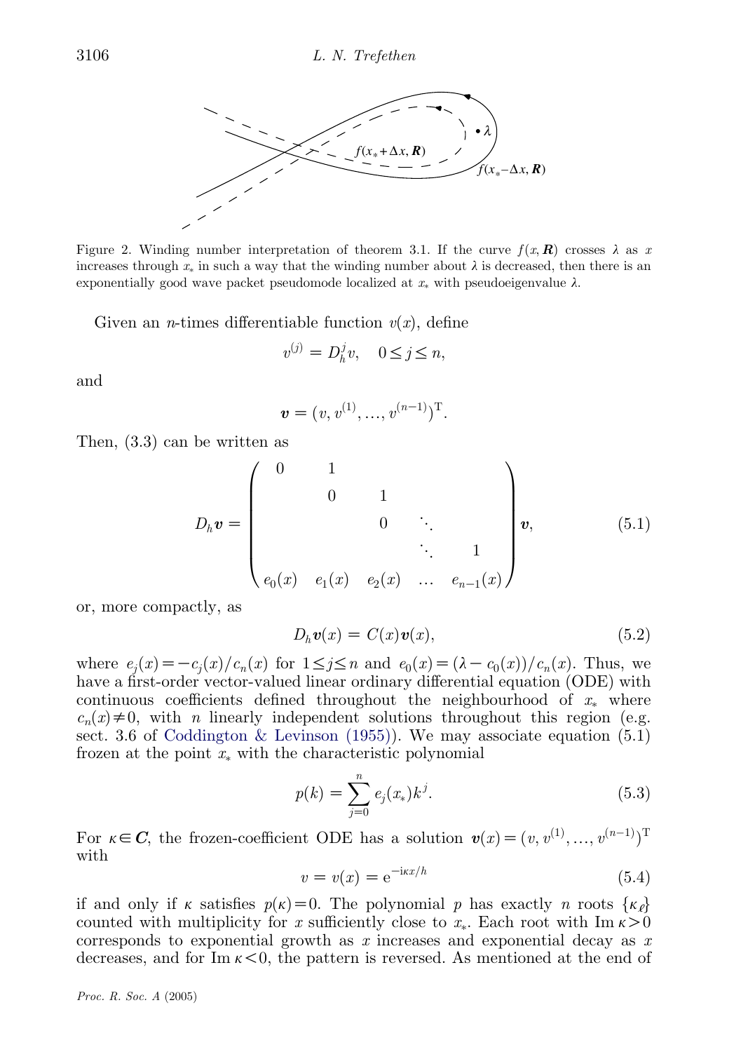Figure 2. Winding number interpretation of theorem 3.1. If the curve $f(x, \boldsymbol{R})$ crosses $\lambda$ as $x$ increases through $x_*$ in such a way that the winding number about $\lambda$ is decreased, then there is an exponentially good wave packet pseudomode localized at $x_*$ with pseudoeigenvalue $\lambda$.

Given an $n$-times differentiable function $v(x)$, define

$$v^{(j)} = D_h^j v, \quad 0 \le j \le n,$$

and

$$\boldsymbol{v} = (v, v^{(1)}, \ldots, v^{(n-1)})^{\mathrm{T}}.$$

Then, (3.3) can be written as

$$D_h \boldsymbol{v} = \begin{pmatrix} 0 & 1 & & & \\ & 0 & 1 & & \\ & & 0 & \ddots & \\ & & & \ddots & 1 \\ e_0(x) & e_1(x) & e_2(x) & \ldots & e_{n-1}(x) \end{pmatrix} \boldsymbol{v}, \tag{5.1}$$

or, more compactly, as

$$D_h \boldsymbol{v}(x) = C(x) \boldsymbol{v}(x), \tag{5.2}$$

where $e_j(x) = -c_j(x)/c_n(x)$ for $1 \le j \le n$ and $e_0(x) = (\lambda - c_0(x))/c_n(x)$. Thus, we have a first-order vector-valued linear ordinary differential equation (ODE) with continuous coefficients defined throughout the neighbourhood of $x_*$ where $c_n(x) \ne 0$, with $n$ linearly independent solutions throughout this region (e.g. sect. 3.6 of Coddington & Levinson (1955)). We may associate equation (5.1) frozen at the point $x_*$ with the characteristic polynomial

$$p(k) = \sum_{j=0}^{n} e_j(x_*) k^j. \tag{5.3}$$

For $\kappa \in \boldsymbol{C}$, the frozen-coefficient ODE has a solution $\boldsymbol{v}(x) = (v, v^{(1)}, \ldots, v^{(n-1)})^{\mathrm{T}}$ with

$$v = v(x) = \mathrm{e}^{-\mathrm{i}\kappa x/h} \tag{5.4}$$

if and only if $\kappa$ satisfies $p(\kappa) = 0$. The polynomial $p$ has exactly $n$ roots $\{\kappa_\ell\}$ counted with multiplicity for $x$ sufficiently close to $x_*$. Each root with $\operatorname{Im} \kappa > 0$ corresponds to exponential growth as $x$ increases and exponential decay as $x$ decreases, and for $\operatorname{Im} \kappa < 0$, the pattern is reversed. As mentioned at the end of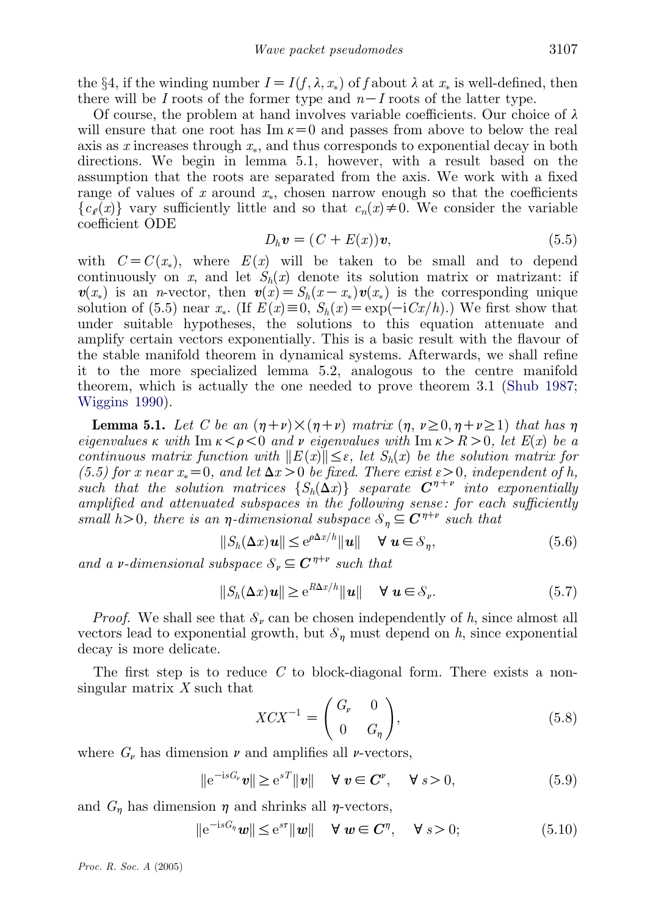the §4, if the winding number $I = I(f, \lambda, x_*)$ of $f$ about $\lambda$ at $x_*$ is well-defined, then there will be $I$ roots of the former type and $n-I$ roots of the latter type.

Of course, the problem at hand involves variable coefficients. Our choice of $\lambda$ will ensure that one root has $\operatorname{Im} \kappa = 0$ and passes from above to below the real axis as $x$ increases through $x_*$, and thus corresponds to exponential decay in both directions. We begin in lemma 5.1, however, with a result based on the assumption that the roots are separated from the axis. We work with a fixed range of values of $x$ around $x_*$, chosen narrow enough so that the coefficients $\{c_\ell(x)\}$ vary sufficiently little and so that $c_n(x) \neq 0$. We consider the variable coefficient ODE

$$D_h \boldsymbol{v} = (C + E(x))\boldsymbol{v}, \tag{5.5}$$

with $C = C(x_*)$, where $E(x)$ will be taken to be small and to depend continuously on $x$, and let $S_h(x)$ denote its solution matrix or matrizant: if $\boldsymbol{v}(x_*)$ is an $n$-vector, then $\boldsymbol{v}(x) = S_h(x - x_*)\boldsymbol{v}(x_*)$ is the corresponding unique solution of (5.5) near $x_*$. (If $E(x) \equiv 0$, $S_h(x) = \exp(-\mathrm{i}Cx/h)$.) We first show that under suitable hypotheses, the solutions to this equation attenuate and amplify certain vectors exponentially. This is a basic result with the flavour of the stable manifold theorem in dynamical systems. Afterwards, we shall refine it to the more specialized lemma 5.2, analogous to the centre manifold theorem, which is actually the one needed to prove theorem 3.1 (Shub 1987; Wiggins 1990).

**Lemma 5.1.** *Let $C$ be an $(\eta+\nu)\times(\eta+\nu)$ matrix ($\eta$, $\nu \geq 0, \eta+\nu \geq 1$) that has $\eta$ eigenvalues $\kappa$ with $\operatorname{Im} \kappa < \rho < 0$ and $\nu$ eigenvalues with $\operatorname{Im} \kappa > R > 0$, let $E(x)$ be a continuous matrix function with $\|E(x)\| \leq \varepsilon$, let $S_h(x)$ be the solution matrix for (5.5) for $x$ near $x_* = 0$, and let $\Delta x > 0$ be fixed. There exist $\varepsilon > 0$, independent of $h$, such that the solution matrices $\{S_h(\Delta x)\}$ separate $\boldsymbol{C}^{\eta+\nu}$ into exponentially amplified and attenuated subspaces in the following sense: for each sufficiently small $h > 0$, there is an $\eta$-dimensional subspace $\mathcal{S}_\eta \subseteq \boldsymbol{C}^{\eta+\nu}$ such that*

$$\|S_h(\Delta x)\boldsymbol{u}\| \leq \mathrm{e}^{\rho \Delta x / h}\|\boldsymbol{u}\| \quad \forall\, \boldsymbol{u} \in \mathcal{S}_\eta, \tag{5.6}$$

*and a $\nu$-dimensional subspace $\mathcal{S}_\nu \subseteq \boldsymbol{C}^{\eta+\nu}$ such that*

$$\|S_h(\Delta x)\boldsymbol{u}\| \geq \mathrm{e}^{R \Delta x / h}\|\boldsymbol{u}\| \quad \forall\, \boldsymbol{u} \in \mathcal{S}_\nu. \tag{5.7}$$

*Proof.* We shall see that $\mathcal{S}_\nu$ can be chosen independently of $h$, since almost all vectors lead to exponential growth, but $\mathcal{S}_\eta$ must depend on $h$, since exponential decay is more delicate.

The first step is to reduce $C$ to block-diagonal form. There exists a non-singular matrix $X$ such that

$$XCX^{-1} = \begin{pmatrix} G_\nu & 0 \\ 0 & G_\eta \end{pmatrix}, \tag{5.8}$$

where $G_\nu$ has dimension $\nu$ and amplifies all $\nu$-vectors,

$$\|\mathrm{e}^{-\mathrm{i}sG_\nu}\boldsymbol{v}\| \geq \mathrm{e}^{sT}\|\boldsymbol{v}\| \quad \forall\, \boldsymbol{v} \in \boldsymbol{C}^\nu, \quad \forall\, s > 0, \tag{5.9}$$

and $G_\eta$ has dimension $\eta$ and shrinks all $\eta$-vectors,

$$\|\mathrm{e}^{-\mathrm{i}sG_\eta}\boldsymbol{w}\| \leq \mathrm{e}^{s\tau}\|\boldsymbol{w}\| \quad \forall\, \boldsymbol{w} \in \boldsymbol{C}^\eta, \quad \forall\, s > 0; \tag{5.10}$$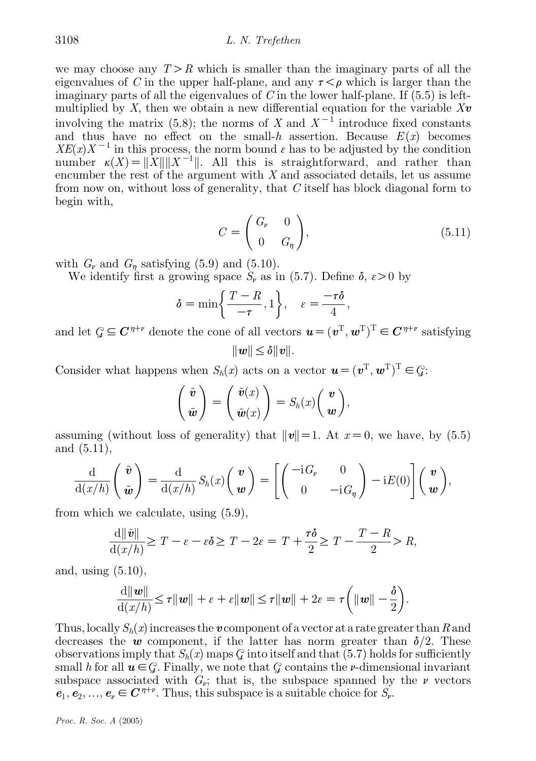we may choose any $T > R$ which is smaller than the imaginary parts of all the eigenvalues of $C$ in the upper half-plane, and any $\tau < \rho$ which is larger than the imaginary parts of all the eigenvalues of $C$ in the lower half-plane. If (5.5) is left-multiplied by $X$, then we obtain a new differential equation for the variable $X\boldsymbol{v}$ involving the matrix (5.8); the norms of $X$ and $X^{-1}$ introduce fixed constants and thus have no effect on the small-$h$ assertion. Because $E(x)$ becomes $XE(x)X^{-1}$ in this process, the norm bound $\varepsilon$ has to be adjusted by the condition number $\kappa(X) = \|X\|\|X^{-1}\|$. All this is straightforward, and rather than encumber the rest of the argument with $X$ and associated details, let us assume from now on, without loss of generality, that $C$ itself has block diagonal form to begin with,

$$C = \begin{pmatrix} G_\nu & 0 \\ 0 & G_\eta \end{pmatrix}, \tag{5.11}$$

with $G_\nu$ and $G_\eta$ satisfying (5.9) and (5.10).

We identify first a growing space $S_\nu$ as in (5.7). Define $\delta, \varepsilon > 0$ by

$$\delta = \min\left\{\frac{T-R}{-\tau}, 1\right\}, \quad \varepsilon = \frac{-\tau\delta}{4},$$

and let $\mathcal{G} \subseteq \boldsymbol{C}^{\eta+\nu}$ denote the cone of all vectors $\boldsymbol{u} = (\boldsymbol{v}^{\mathrm{T}}, \boldsymbol{w}^{\mathrm{T}})^{\mathrm{T}} \in \boldsymbol{C}^{\eta+\nu}$ satisfying

$$\|\boldsymbol{w}\| \le \delta\|\boldsymbol{v}\|.$$

Consider what happens when $S_h(x)$ acts on a vector $\boldsymbol{u} = (\boldsymbol{v}^{\mathrm{T}}, \boldsymbol{w}^{\mathrm{T}})^{\mathrm{T}} \in \mathcal{G}$:

$$\begin{pmatrix} \tilde{\boldsymbol{v}} \\ \tilde{\boldsymbol{w}} \end{pmatrix} = \begin{pmatrix} \tilde{\boldsymbol{v}}(x) \\ \tilde{\boldsymbol{w}}(x) \end{pmatrix} = S_h(x)\begin{pmatrix} \boldsymbol{v} \\ \boldsymbol{w} \end{pmatrix},$$

assuming (without loss of generality) that $\|\boldsymbol{v}\| = 1$. At $x = 0$, we have, by (5.5) and (5.11),

$$\frac{\mathrm{d}}{\mathrm{d}(x/h)}\begin{pmatrix} \tilde{\boldsymbol{v}} \\ \tilde{\boldsymbol{w}} \end{pmatrix} = \frac{\mathrm{d}}{\mathrm{d}(x/h)} S_h(x)\begin{pmatrix} \boldsymbol{v} \\ \boldsymbol{w} \end{pmatrix} = \left[\begin{pmatrix} -\mathrm{i}G_\nu & 0 \\ 0 & -\mathrm{i}G_\eta \end{pmatrix} - \mathrm{i}E(0)\right]\begin{pmatrix} \boldsymbol{v} \\ \boldsymbol{w} \end{pmatrix},$$

from which we calculate, using (5.9),

$$\frac{\mathrm{d}\|\tilde{\boldsymbol{v}}\|}{\mathrm{d}(x/h)} \ge T - \varepsilon - \varepsilon\delta \ge T - 2\varepsilon = T + \frac{\tau\delta}{2} \ge T - \frac{T-R}{2} > R,$$

and, using (5.10),

$$\frac{\mathrm{d}\|\boldsymbol{w}\|}{\mathrm{d}(x/h)} \le \tau\|\boldsymbol{w}\| + \varepsilon + \varepsilon\|\boldsymbol{w}\| \le \tau\|\boldsymbol{w}\| + 2\varepsilon = \tau\left(\|\boldsymbol{w}\| - \frac{\delta}{2}\right).$$

Thus, locally $S_h(x)$ increases the $\boldsymbol{v}$ component of a vector at a rate greater than $R$ and decreases the $\boldsymbol{w}$ component, if the latter has norm greater than $\delta/2$. These observations imply that $S_h(x)$ maps $\mathcal{G}$ into itself and that (5.7) holds for sufficiently small $h$ for all $\boldsymbol{u} \in \mathcal{G}$. Finally, we note that $\mathcal{G}$ contains the $\nu$-dimensional invariant subspace associated with $G_\nu$; that is, the subspace spanned by the $\nu$ vectors $\boldsymbol{e}_1, \boldsymbol{e}_2, \ldots, \boldsymbol{e}_\nu \in \boldsymbol{C}^{\eta+\nu}$. Thus, this subspace is a suitable choice for $S_\nu$.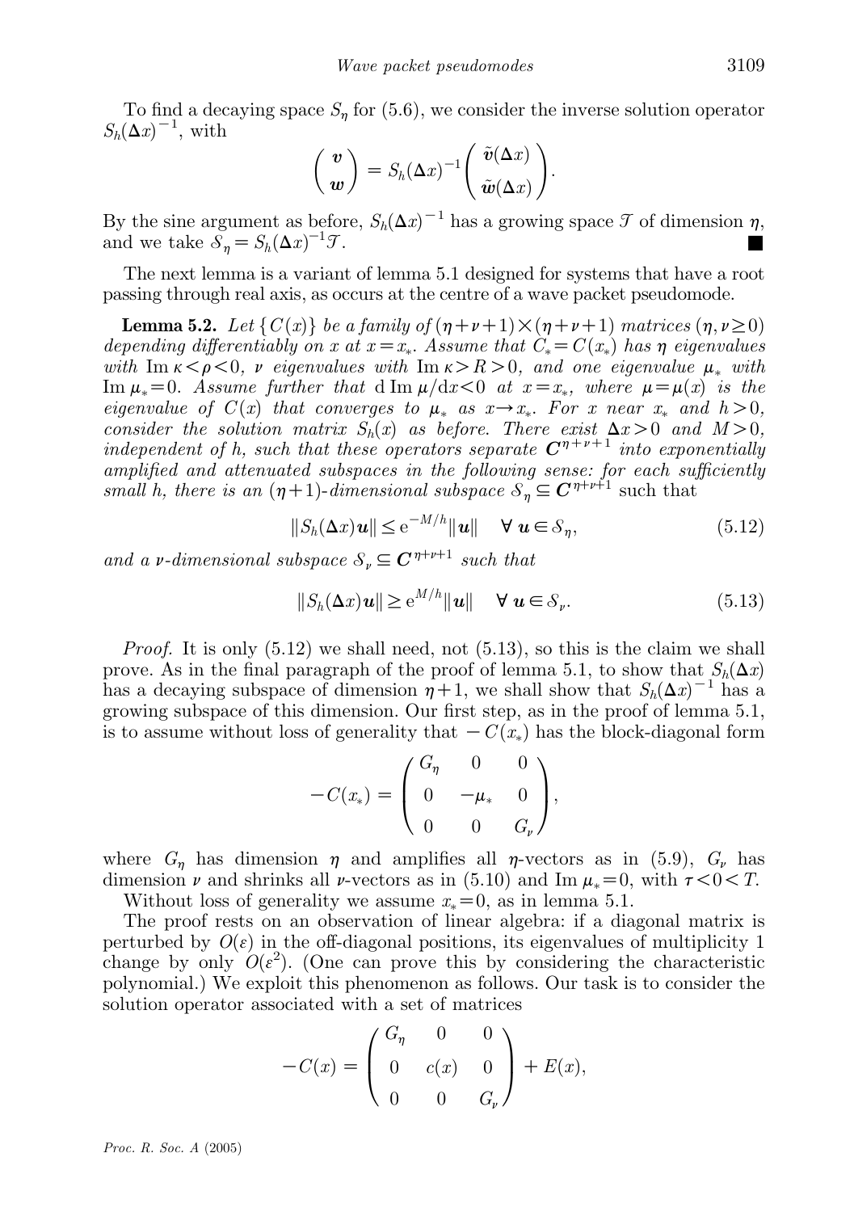To find a decaying space $S_\eta$ for (5.6), we consider the inverse solution operator $S_h(\Delta x)^{-1}$, with

$$\begin{pmatrix} \boldsymbol{v} \\ \boldsymbol{w} \end{pmatrix} = S_h(\Delta x)^{-1} \begin{pmatrix} \tilde{\boldsymbol{v}}(\Delta x) \\ \tilde{\boldsymbol{w}}(\Delta x) \end{pmatrix}.$$

By the sine argument as before, $S_h(\Delta x)^{-1}$ has a growing space $\mathcal{T}$ of dimension $\eta$, and we take $\mathcal{S}_\eta = S_h(\Delta x)^{-1}\mathcal{T}$. ■

The next lemma is a variant of lemma 5.1 designed for systems that have a root passing through real axis, as occurs at the centre of a wave packet pseudomode.

**Lemma 5.2.** *Let $\{C(x)\}$ be a family of $(\eta+\nu+1)\times(\eta+\nu+1)$ matrices $(\eta,\nu\geq 0)$ depending differentiably on $x$ at $x=x_*$. Assume that $C_*=C(x_*)$ has $\eta$ eigenvalues with $\operatorname{Im}\kappa<\rho<0$, $\nu$ eigenvalues with $\operatorname{Im}\kappa>R>0$, and one eigenvalue $\mu_*$ with $\operatorname{Im}\mu_*=0$. Assume further that $\mathrm{d}\operatorname{Im}\mu/\mathrm{d}x<0$ at $x=x_*$, where $\mu=\mu(x)$ is the eigenvalue of $C(x)$ that converges to $\mu_*$ as $x\to x_*$. For $x$ near $x_*$ and $h>0$, consider the solution matrix $S_h(x)$ as before. There exist $\Delta x>0$ and $M>0$, independent of $h$, such that these operators separate $\boldsymbol{C}^{\eta+\nu+1}$ into exponentially amplified and attenuated subspaces in the following sense: for each sufficiently small $h$, there is an $(\eta+1)$-dimensional subspace $\mathcal{S}_\eta\subseteq\boldsymbol{C}^{\eta+\nu+1}$* such that

$$\|S_h(\Delta x)\boldsymbol{u}\| \leq \mathrm{e}^{-M/h}\|\boldsymbol{u}\| \quad \forall\, \boldsymbol{u}\in\mathcal{S}_\eta, \tag{5.12}$$

*and a $\nu$-dimensional subspace $\mathcal{S}_\nu\subseteq\boldsymbol{C}^{\eta+\nu+1}$ such that*

$$\|S_h(\Delta x)\boldsymbol{u}\| \geq \mathrm{e}^{M/h}\|\boldsymbol{u}\| \quad \forall\, \boldsymbol{u}\in\mathcal{S}_\nu. \tag{5.13}$$

*Proof.* It is only (5.12) we shall need, not (5.13), so this is the claim we shall prove. As in the final paragraph of the proof of lemma 5.1, to show that $S_h(\Delta x)$ has a decaying subspace of dimension $\eta+1$, we shall show that $S_h(\Delta x)^{-1}$ has a growing subspace of this dimension. Our first step, as in the proof of lemma 5.1, is to assume without loss of generality that $-C(x_*)$ has the block-diagonal form

$$-C(x_*) = \begin{pmatrix} G_\eta & 0 & 0 \\ 0 & -\mu_* & 0 \\ 0 & 0 & G_\nu \end{pmatrix},$$

where $G_\eta$ has dimension $\eta$ and amplifies all $\eta$-vectors as in (5.9), $G_\nu$ has dimension $\nu$ and shrinks all $\nu$-vectors as in (5.10) and $\operatorname{Im}\mu_*=0$, with $\tau<0<T$.

Without loss of generality we assume $x_*=0$, as in lemma 5.1.

The proof rests on an observation of linear algebra: if a diagonal matrix is perturbed by $O(\varepsilon)$ in the off-diagonal positions, its eigenvalues of multiplicity 1 change by only $O(\varepsilon^2)$. (One can prove this by considering the characteristic polynomial.) We exploit this phenomenon as follows. Our task is to consider the solution operator associated with a set of matrices

$$-C(x) = \begin{pmatrix} G_\eta & 0 & 0 \\ 0 & c(x) & 0 \\ 0 & 0 & G_\nu \end{pmatrix} + E(x),$$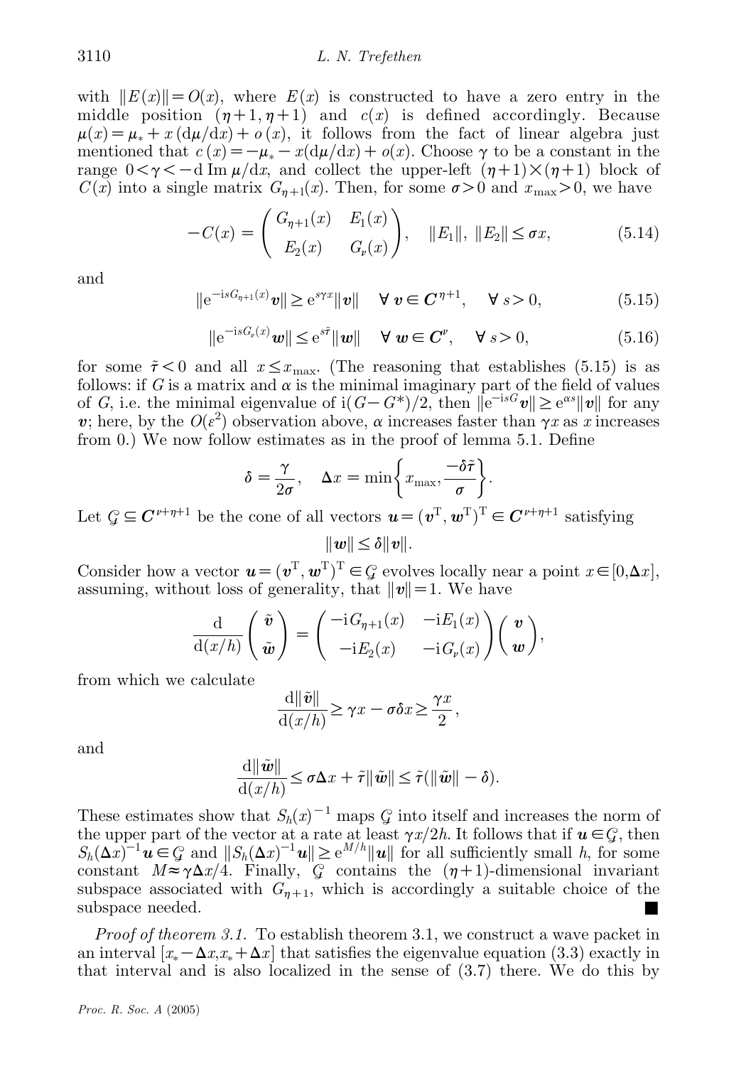with $\|E(x)\| = O(x)$, where $E(x)$ is constructed to have a zero entry in the middle position $(\eta+1, \eta+1)$ and $c(x)$ is defined accordingly. Because $\mu(x) = \mu_* + x\,(\mathrm{d}\mu/\mathrm{d}x) + o\,(x)$, it follows from the fact of linear algebra just mentioned that $c\,(x) = -\mu_* - x(\mathrm{d}\mu/\mathrm{d}x) + o(x)$. Choose $\gamma$ to be a constant in the range $0 < \gamma < -\mathrm{d}\,\mathrm{Im}\,\mu/\mathrm{d}x$, and collect the upper-left $(\eta+1)\times(\eta+1)$ block of $C(x)$ into a single matrix $G_{\eta+1}(x)$. Then, for some $\sigma > 0$ and $x_{\max} > 0$, we have

$$-C(x) = \begin{pmatrix} G_{\eta+1}(x) & E_1(x) \\ E_2(x) & G_\nu(x) \end{pmatrix}, \quad \|E_1\|,\ \|E_2\| \le \sigma x, \tag{5.14}$$

and

$$\|\mathrm{e}^{-\mathrm{i}sG_{\eta+1}(x)}\boldsymbol{v}\| \ge \mathrm{e}^{s\gamma x}\|\boldsymbol{v}\| \quad \forall\ \boldsymbol{v} \in \boldsymbol{C}^{\eta+1}, \quad \forall\ s > 0, \tag{5.15}$$

$$\|\mathrm{e}^{-\mathrm{i}sG_\nu(x)}\boldsymbol{w}\| \le \mathrm{e}^{s\tilde{\tau}}\|\boldsymbol{w}\| \quad \forall\ \boldsymbol{w} \in \boldsymbol{C}^{\nu}, \quad \forall\ s > 0, \tag{5.16}$$

for some $\tilde{\tau} < 0$ and all $x \le x_{\max}$. (The reasoning that establishes (5.15) is as follows: if $G$ is a matrix and $\alpha$ is the minimal imaginary part of the field of values of $G$, i.e. the minimal eigenvalue of $\mathrm{i}(G - G^*)/2$, then $\|\mathrm{e}^{-\mathrm{i}sG}\boldsymbol{v}\| \ge \mathrm{e}^{\alpha s}\|\boldsymbol{v}\|$ for any $\boldsymbol{v}$; here, by the $O(\varepsilon^2)$ observation above, $\alpha$ increases faster than $\gamma x$ as $x$ increases from 0.) We now follow estimates as in the proof of lemma 5.1. Define

$$\delta = \frac{\gamma}{2\sigma}, \quad \Delta x = \min\left\{x_{\max}, \frac{-\delta\tilde{\tau}}{\sigma}\right\}.$$

Let $\mathcal{G} \subseteq \boldsymbol{C}^{\nu+\eta+1}$ be the cone of all vectors $\boldsymbol{u} = (\boldsymbol{v}^{\mathrm{T}}, \boldsymbol{w}^{\mathrm{T}})^{\mathrm{T}} \in \boldsymbol{C}^{\nu+\eta+1}$ satisfying

$$\|\boldsymbol{w}\| \le \delta\|\boldsymbol{v}\|.$$

Consider how a vector $\boldsymbol{u} = (\boldsymbol{v}^{\mathrm{T}}, \boldsymbol{w}^{\mathrm{T}})^{\mathrm{T}} \in \mathcal{G}$ evolves locally near a point $x \in [0, \Delta x]$, assuming, without loss of generality, that $\|\boldsymbol{v}\| = 1$. We have

$$\frac{\mathrm{d}}{\mathrm{d}(x/h)}\begin{pmatrix} \tilde{\boldsymbol{v}} \\ \tilde{\boldsymbol{w}} \end{pmatrix} = \begin{pmatrix} -\mathrm{i}G_{\eta+1}(x) & -\mathrm{i}E_1(x) \\ -\mathrm{i}E_2(x) & -\mathrm{i}G_\nu(x) \end{pmatrix}\begin{pmatrix} \boldsymbol{v} \\ \boldsymbol{w} \end{pmatrix},$$

from which we calculate

$$\frac{\mathrm{d}\|\tilde{\boldsymbol{v}}\|}{\mathrm{d}(x/h)} \ge \gamma x - \sigma\delta x \ge \frac{\gamma x}{2},$$

and

$$\frac{\mathrm{d}\|\tilde{\boldsymbol{w}}\|}{\mathrm{d}(x/h)} \le \sigma\Delta x + \tilde{\tau}\|\tilde{\boldsymbol{w}}\| \le \tilde{\tau}(\|\tilde{\boldsymbol{w}}\| - \delta).$$

These estimates show that $S_h(x)^{-1}$ maps $\mathcal{G}$ into itself and increases the norm of the upper part of the vector at a rate at least $\gamma x/2h$. It follows that if $\boldsymbol{u} \in \mathcal{G}$, then $S_h(\Delta x)^{-1}\boldsymbol{u} \in \mathcal{G}$ and $\|S_h(\Delta x)^{-1}\boldsymbol{u}\| \ge \mathrm{e}^{M/h}\|\boldsymbol{u}\|$ for all sufficiently small $h$, for some constant $M \approx \gamma\Delta x/4$. Finally, $\mathcal{G}$ contains the $(\eta+1)$-dimensional invariant subspace associated with $G_{\eta+1}$, which is accordingly a suitable choice of the subspace needed. ∎

*Proof of theorem 3.1.* To establish theorem 3.1, we construct a wave packet in an interval $[x_* - \Delta x, x_* + \Delta x]$ that satisfies the eigenvalue equation (3.3) exactly in that interval and is also localized in the sense of (3.7) there. We do this by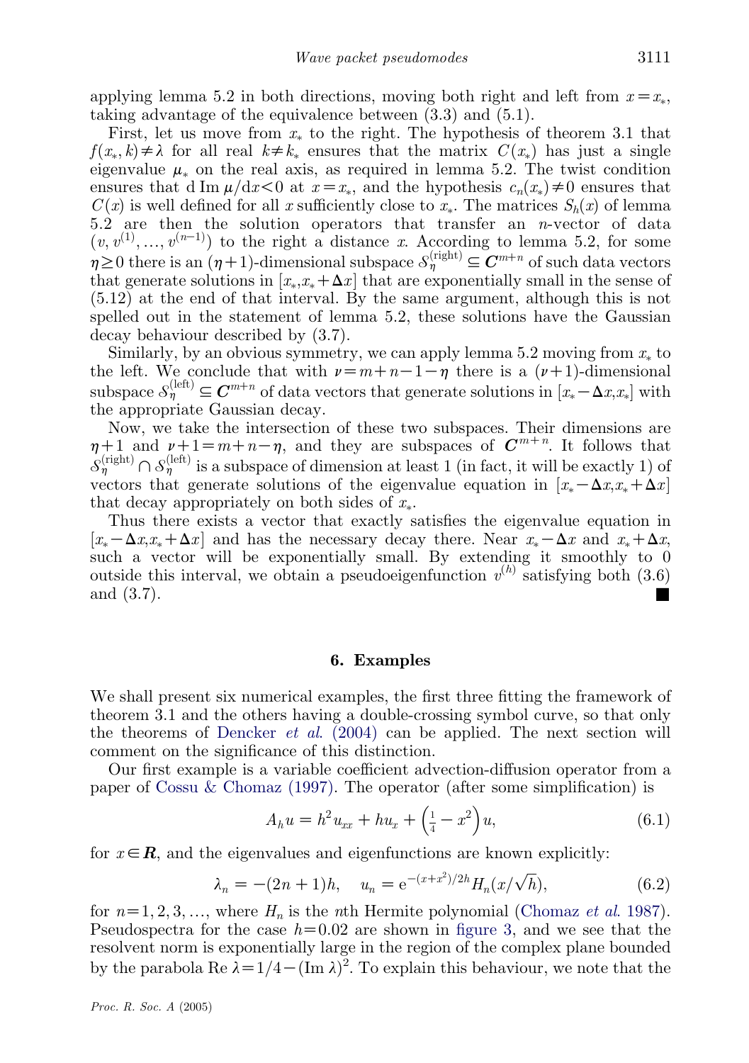applying lemma 5.2 in both directions, moving both right and left from $x = x_*$, taking advantage of the equivalence between (3.3) and (5.1).

First, let us move from $x_*$ to the right. The hypothesis of theorem 3.1 that $f(x_*, k) \neq \lambda$ for all real $k \neq k_*$ ensures that the matrix $C(x_*)$ has just a single eigenvalue $\mu_*$ on the real axis, as required in lemma 5.2. The twist condition ensures that $\mathrm{d}\,\mathrm{Im}\,\mu/\mathrm{d}x < 0$ at $x = x_*$, and the hypothesis $c_n(x_*) \neq 0$ ensures that $C(x)$ is well defined for all $x$ sufficiently close to $x_*$. The matrices $S_h(x)$ of lemma 5.2 are then the solution operators that transfer an $n$-vector of data $(v, v^{(1)}, \ldots, v^{(n-1)})$ to the right a distance $x$. According to lemma 5.2, for some $\eta \geq 0$ there is an $(\eta+1)$-dimensional subspace $\mathcal{S}_\eta^{(\text{right})} \subseteq \boldsymbol{C}^{m+n}$ of such data vectors that generate solutions in $[x_*, x_* + \Delta x]$ that are exponentially small in the sense of (5.12) at the end of that interval. By the same argument, although this is not spelled out in the statement of lemma 5.2, these solutions have the Gaussian decay behaviour described by (3.7).

Similarly, by an obvious symmetry, we can apply lemma 5.2 moving from $x_*$ to the left. We conclude that with $\nu = m + n - 1 - \eta$ there is a $(\nu+1)$-dimensional subspace $\mathcal{S}_\eta^{(\text{left})} \subseteq \boldsymbol{C}^{m+n}$ of data vectors that generate solutions in $[x_* - \Delta x, x_*]$ with the appropriate Gaussian decay.

Now, we take the intersection of these two subspaces. Their dimensions are $\eta + 1$ and $\nu + 1 = m + n - \eta$, and they are subspaces of $\boldsymbol{C}^{m+n}$. It follows that $\mathcal{S}_\eta^{(\text{right})} \cap \mathcal{S}_\eta^{(\text{left})}$ is a subspace of dimension at least 1 (in fact, it will be exactly 1) of vectors that generate solutions of the eigenvalue equation in $[x_* - \Delta x, x_* + \Delta x]$ that decay appropriately on both sides of $x_*$.

Thus there exists a vector that exactly satisfies the eigenvalue equation in $[x_* - \Delta x, x_* + \Delta x]$ and has the necessary decay there. Near $x_* - \Delta x$ and $x_* + \Delta x$, such a vector will be exponentially small. By extending it smoothly to 0 outside this interval, we obtain a pseudoeigenfunction $v^{(h)}$ satisfying both (3.6) and (3.7). ∎

## 6. Examples

We shall present six numerical examples, the first three fitting the framework of theorem 3.1 and the others having a double-crossing symbol curve, so that only the theorems of Dencker *et al.* (2004) can be applied. The next section will comment on the significance of this distinction.

Our first example is a variable coefficient advection-diffusion operator from a paper of Cossu & Chomaz (1997). The operator (after some simplification) is

$$A_h u = h^2 u_{xx} + h u_x + \left(\tfrac{1}{4} - x^2\right) u, \tag{6.1}$$

for $x \in \boldsymbol{R}$, and the eigenvalues and eigenfunctions are known explicitly:

$$\lambda_n = -(2n+1)h, \quad u_n = \mathrm{e}^{-(x+x^2)/2h} H_n(x/\sqrt{h}), \tag{6.2}$$

for $n = 1, 2, 3, \ldots$, where $H_n$ is the $n$th Hermite polynomial (Chomaz *et al.* 1987). Pseudospectra for the case $h = 0.02$ are shown in figure 3, and we see that the resolvent norm is exponentially large in the region of the complex plane bounded by the parabola $\mathrm{Re}\,\lambda = 1/4 - (\mathrm{Im}\,\lambda)^2$. To explain this behaviour, we note that the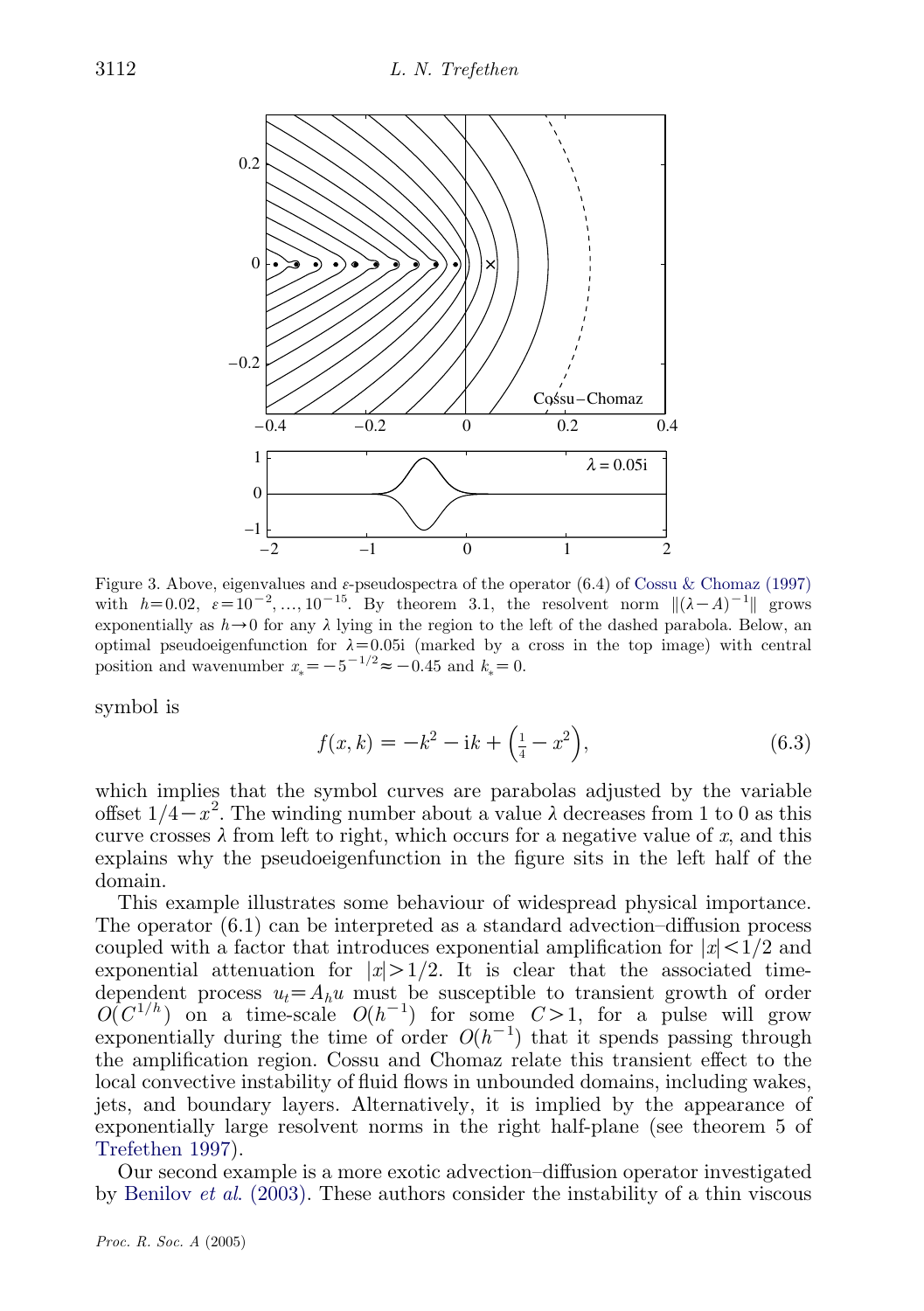Figure 3. Above, eigenvalues and $\varepsilon$-pseudospectra of the operator (6.4) of Cossu & Chomaz (1997) with $h=0.02$, $\varepsilon=10^{-2}, \ldots, 10^{-15}$. By theorem 3.1, the resolvent norm $\|(\lambda-A)^{-1}\|$ grows exponentially as $h\to 0$ for any $\lambda$ lying in the region to the left of the dashed parabola. Below, an optimal pseudoeigenfunction for $\lambda=0.05\mathrm{i}$ (marked by a cross in the top image) with central position and wavenumber $x_*=-5^{-1/2}\approx -0.45$ and $k_*=0$.

symbol is

$$f(x,k) = -k^2 - \mathrm{i}k + \left(\tfrac{1}{4} - x^2\right), \tag{6.3}$$

which implies that the symbol curves are parabolas adjusted by the variable offset $1/4-x^2$. The winding number about a value $\lambda$ decreases from 1 to 0 as this curve crosses $\lambda$ from left to right, which occurs for a negative value of $x$, and this explains why the pseudoeigenfunction in the figure sits in the left half of the domain.

This example illustrates some behaviour of widespread physical importance. The operator (6.1) can be interpreted as a standard advection–diffusion process coupled with a factor that introduces exponential amplification for $|x|<1/2$ and exponential attenuation for $|x|>1/2$. It is clear that the associated time-dependent process $u_t=A_h u$ must be susceptible to transient growth of order $O(C^{1/h})$ on a time-scale $O(h^{-1})$ for some $C>1$, for a pulse will grow exponentially during the time of order $O(h^{-1})$ that it spends passing through the amplification region. Cossu and Chomaz relate this transient effect to the local convective instability of fluid flows in unbounded domains, including wakes, jets, and boundary layers. Alternatively, it is implied by the appearance of exponentially large resolvent norms in the right half-plane (see theorem 5 of Trefethen 1997).

Our second example is a more exotic advection–diffusion operator investigated by Benilov *et al.* (2003). These authors consider the instability of a thin viscous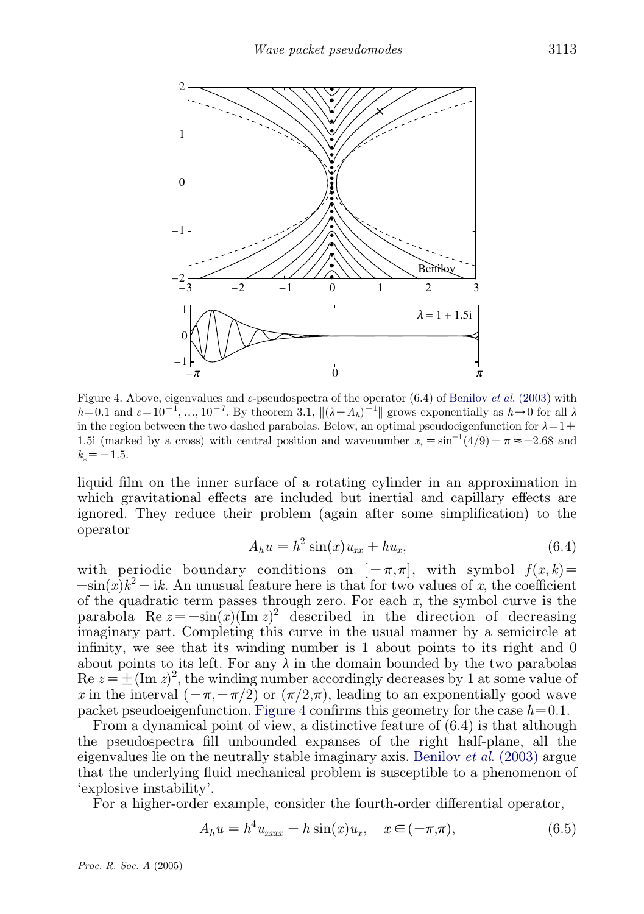Figure 4. Above, eigenvalues and $\varepsilon$-pseudospectra of the operator (6.4) of Benilov *et al.* (2003) with $h=0.1$ and $\varepsilon=10^{-1}, \ldots, 10^{-7}$. By theorem 3.1, $\|(\lambda - A_h)^{-1}\|$ grows exponentially as $h \to 0$ for all $\lambda$ in the region between the two dashed parabolas. Below, an optimal pseudoeigenfunction for $\lambda = 1 + 1.5\mathrm{i}$ (marked by a cross) with central position and wavenumber $x_* = \sin^{-1}(4/9) - \pi \approx -2.68$ and $k_* = -1.5$.

liquid film on the inner surface of a rotating cylinder in an approximation in which gravitational effects are included but inertial and capillary effects are ignored. They reduce their problem (again after some simplification) to the operator

$$A_h u = h^2 \sin(x) u_{xx} + h u_x, \tag{6.4}$$

with periodic boundary conditions on $[-\pi, \pi]$, with symbol $f(x,k) = -\sin(x)k^2 - \mathrm{i}k$. An unusual feature here is that for two values of $x$, the coefficient of the quadratic term passes through zero. For each $x$, the symbol curve is the parabola $\mathrm{Re}\, z = -\sin(x)(\mathrm{Im}\, z)^2$ described in the direction of decreasing imaginary part. Completing this curve in the usual manner by a semicircle at infinity, we see that its winding number is 1 about points to its right and 0 about points to its left. For any $\lambda$ in the domain bounded by the two parabolas $\mathrm{Re}\, z = \pm(\mathrm{Im}\, z)^2$, the winding number accordingly decreases by 1 at some value of $x$ in the interval $(-\pi, -\pi/2)$ or $(\pi/2, \pi)$, leading to an exponentially good wave packet pseudoeigenfunction. Figure 4 confirms this geometry for the case $h=0.1$.

From a dynamical point of view, a distinctive feature of (6.4) is that although the pseudospectra fill unbounded expanses of the right half-plane, all the eigenvalues lie on the neutrally stable imaginary axis. Benilov *et al.* (2003) argue that the underlying fluid mechanical problem is susceptible to a phenomenon of 'explosive instability'.

For a higher-order example, consider the fourth-order differential operator,

$$A_h u = h^4 u_{xxxx} - h \sin(x) u_x, \quad x \in (-\pi, \pi), \tag{6.5}$$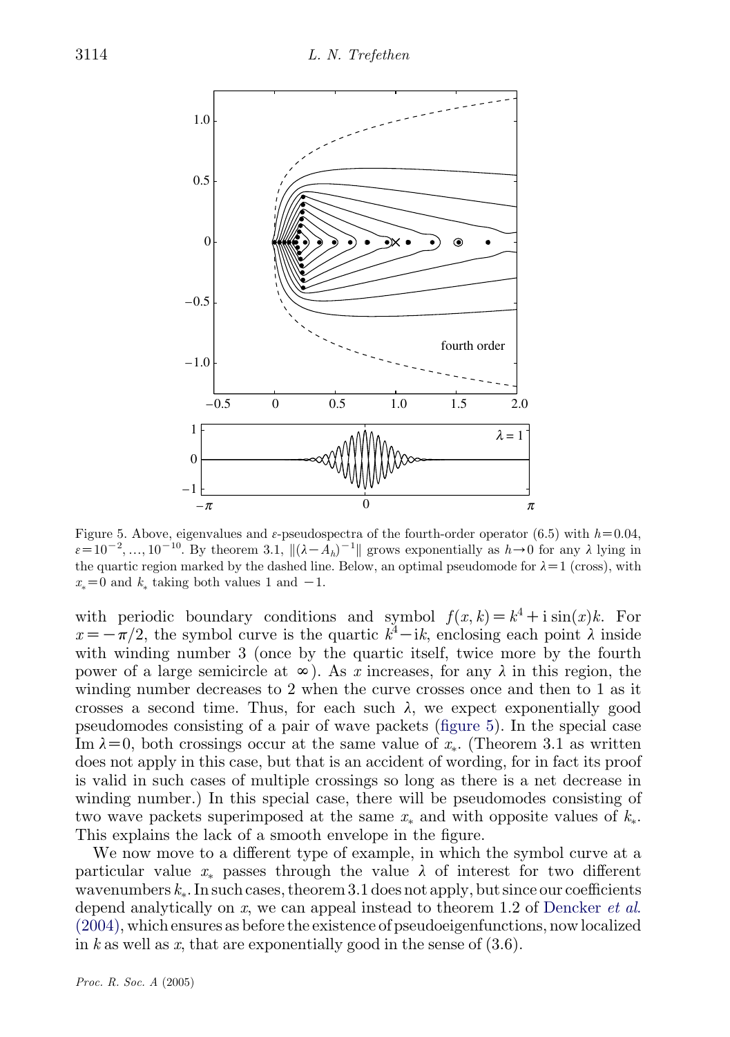Figure 5. Above, eigenvalues and $\varepsilon$-pseudospectra of the fourth-order operator (6.5) with $h=0.04$, $\varepsilon=10^{-2},\dots,10^{-10}$. By theorem 3.1, $\|(\lambda-A_h)^{-1}\|$ grows exponentially as $h\to 0$ for any $\lambda$ lying in the quartic region marked by the dashed line. Below, an optimal pseudomode for $\lambda=1$ (cross), with $x_*=0$ and $k_*$ taking both values 1 and $-1$.

with periodic boundary conditions and symbol $f(x,k)=k^4+\mathrm{i}\sin(x)k$. For $x=-\pi/2$, the symbol curve is the quartic $k^4-\mathrm{i}k$, enclosing each point $\lambda$ inside with winding number 3 (once by the quartic itself, twice more by the fourth power of a large semicircle at $\infty$). As $x$ increases, for any $\lambda$ in this region, the winding number decreases to 2 when the curve crosses once and then to 1 as it crosses a second time. Thus, for each such $\lambda$, we expect exponentially good pseudomodes consisting of a pair of wave packets (figure 5). In the special case $\operatorname{Im}\lambda=0$, both crossings occur at the same value of $x_*$. (Theorem 3.1 as written does not apply in this case, but that is an accident of wording, for in fact its proof is valid in such cases of multiple crossings so long as there is a net decrease in winding number.) In this special case, there will be pseudomodes consisting of two wave packets superimposed at the same $x_*$ and with opposite values of $k_*$. This explains the lack of a smooth envelope in the figure.

We now move to a different type of example, in which the symbol curve at a particular value $x_*$ passes through the value $\lambda$ of interest for two different wavenumbers $k_*$. In such cases, theorem 3.1 does not apply, but since our coefficients depend analytically on $x$, we can appeal instead to theorem 1.2 of Dencker *et al.* (2004), which ensures as before the existence of pseudoeigenfunctions, now localized in $k$ as well as $x$, that are exponentially good in the sense of (3.6).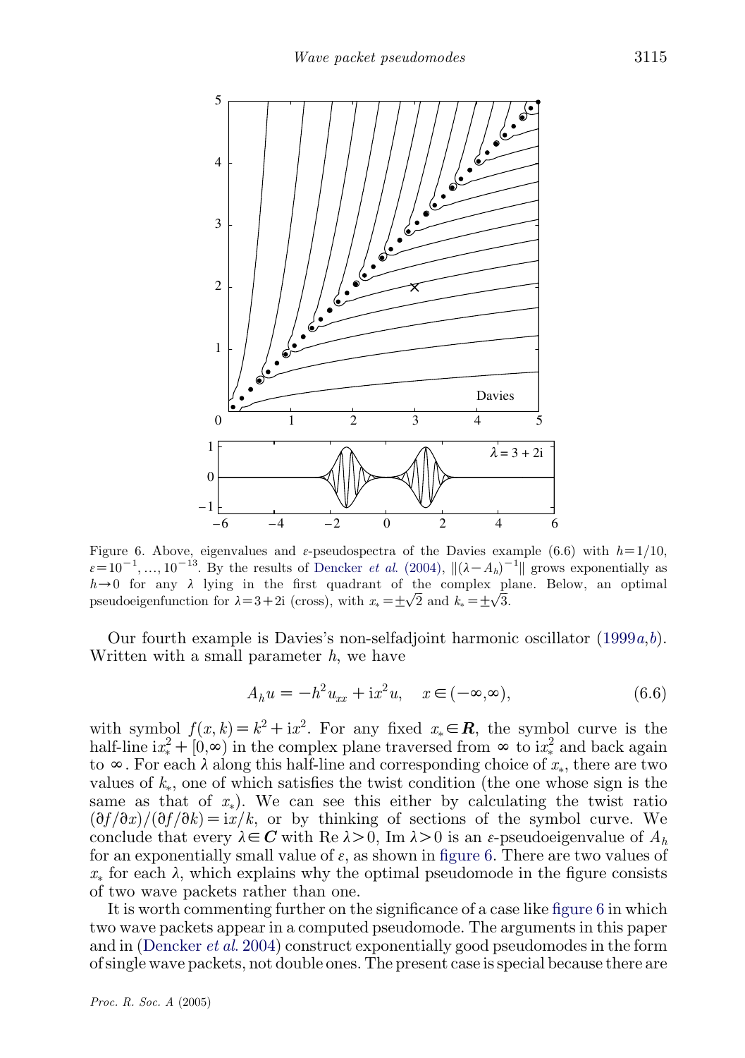Figure 6. Above, eigenvalues and $\varepsilon$-pseudospectra of the Davies example (6.6) with $h=1/10$, $\varepsilon=10^{-1},\ldots,10^{-13}$. By the results of Dencker *et al.* (2004), $\|(\lambda-A_h)^{-1}\|$ grows exponentially as $h\to 0$ for any $\lambda$ lying in the first quadrant of the complex plane. Below, an optimal pseudoeigenfunction for $\lambda=3+2\mathrm{i}$ (cross), with $x_*=\pm\sqrt{2}$ and $k_*=\pm\sqrt{3}$.

Our fourth example is Davies's non-selfadjoint harmonic oscillator (1999*a*,*b*). Written with a small parameter $h$, we have

$$A_h u = -h^2 u_{xx} + \mathrm{i}x^2 u, \quad x \in (-\infty,\infty), \tag{6.6}$$

with symbol $f(x,k)=k^2+\mathrm{i}x^2$. For any fixed $x_* \in \boldsymbol{R}$, the symbol curve is the half-line $\mathrm{i}x_*^2+[0,\infty)$ in the complex plane traversed from $\infty$ to $\mathrm{i}x_*^2$ and back again to $\infty$. For each $\lambda$ along this half-line and corresponding choice of $x_*$, there are two values of $k_*$, one of which satisfies the twist condition (the one whose sign is the same as that of $x_*$). We can see this either by calculating the twist ratio $(\partial f/\partial x)/(\partial f/\partial k)=\mathrm{i}x/k$, or by thinking of sections of the symbol curve. We conclude that every $\lambda\in\boldsymbol{C}$ with $\operatorname{Re}\lambda>0$, $\operatorname{Im}\lambda>0$ is an $\varepsilon$-pseudoeigenvalue of $A_h$ for an exponentially small value of $\varepsilon$, as shown in figure 6. There are two values of $x_*$ for each $\lambda$, which explains why the optimal pseudomode in the figure consists of two wave packets rather than one.

It is worth commenting further on the significance of a case like figure 6 in which two wave packets appear in a computed pseudomode. The arguments in this paper and in (Dencker *et al.* 2004) construct exponentially good pseudomodes in the form of single wave packets, not double ones. The present case is special because there are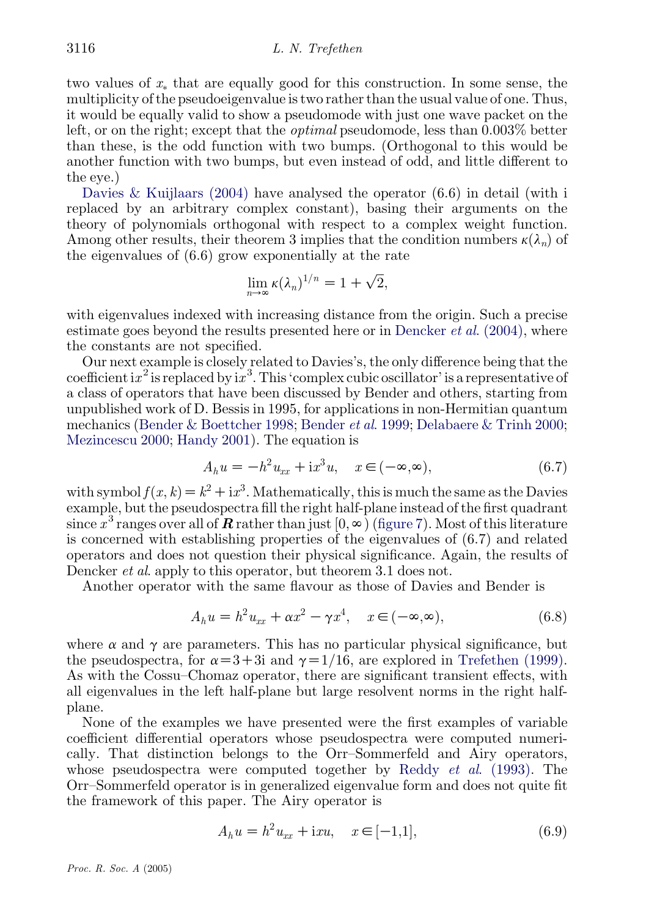two values of $x_*$ that are equally good for this construction. In some sense, the multiplicity of the pseudoeigenvalue is two rather than the usual value of one. Thus, it would be equally valid to show a pseudomode with just one wave packet on the left, or on the right; except that the *optimal* pseudomode, less than 0.003% better than these, is the odd function with two bumps. (Orthogonal to this would be another function with two bumps, but even instead of odd, and little different to the eye.)

Davies & Kuijlaars (2004) have analysed the operator (6.6) in detail (with i replaced by an arbitrary complex constant), basing their arguments on the theory of polynomials orthogonal with respect to a complex weight function. Among other results, their theorem 3 implies that the condition numbers $\kappa(\lambda_n)$ of the eigenvalues of (6.6) grow exponentially at the rate

$$\lim_{n\to\infty} \kappa(\lambda_n)^{1/n} = 1+\sqrt{2},$$

with eigenvalues indexed with increasing distance from the origin. Such a precise estimate goes beyond the results presented here or in Dencker *et al.* (2004), where the constants are not specified.

Our next example is closely related to Davies's, the only difference being that the coefficient $\mathrm{i}x^2$ is replaced by $\mathrm{i}x^3$. This 'complex cubic oscillator' is a representative of a class of operators that have been discussed by Bender and others, starting from unpublished work of D. Bessis in 1995, for applications in non-Hermitian quantum mechanics (Bender & Boettcher 1998; Bender *et al.* 1999; Delabaere & Trinh 2000; Mezincescu 2000; Handy 2001). The equation is

$$A_h u = -h^2 u_{xx} + \mathrm{i}x^3 u, \quad x \in (-\infty, \infty), \tag{6.7}$$

with symbol $f(x,k) = k^2 + \mathrm{i}x^3$. Mathematically, this is much the same as the Davies example, but the pseudospectra fill the right half-plane instead of the first quadrant since $x^3$ ranges over all of $\boldsymbol{R}$ rather than just $[0,\infty)$ (figure 7). Most of this literature is concerned with establishing properties of the eigenvalues of (6.7) and related operators and does not question their physical significance. Again, the results of Dencker *et al.* apply to this operator, but theorem 3.1 does not.

Another operator with the same flavour as those of Davies and Bender is

$$A_h u = h^2 u_{xx} + \alpha x^2 - \gamma x^4, \quad x \in (-\infty, \infty), \tag{6.8}$$

where $\alpha$ and $\gamma$ are parameters. This has no particular physical significance, but the pseudospectra, for $\alpha = 3+3\mathrm{i}$ and $\gamma = 1/16$, are explored in Trefethen (1999). As with the Cossu–Chomaz operator, there are significant transient effects, with all eigenvalues in the left half-plane but large resolvent norms in the right half-plane.

None of the examples we have presented were the first examples of variable coefficient differential operators whose pseudospectra were computed numerically. That distinction belongs to the Orr–Sommerfeld and Airy operators, whose pseudospectra were computed together by Reddy *et al.* (1993). The Orr–Sommerfeld operator is in generalized eigenvalue form and does not quite fit the framework of this paper. The Airy operator is

$$A_h u = h^2 u_{xx} + \mathrm{i}xu, \quad x \in [-1, 1], \tag{6.9}$$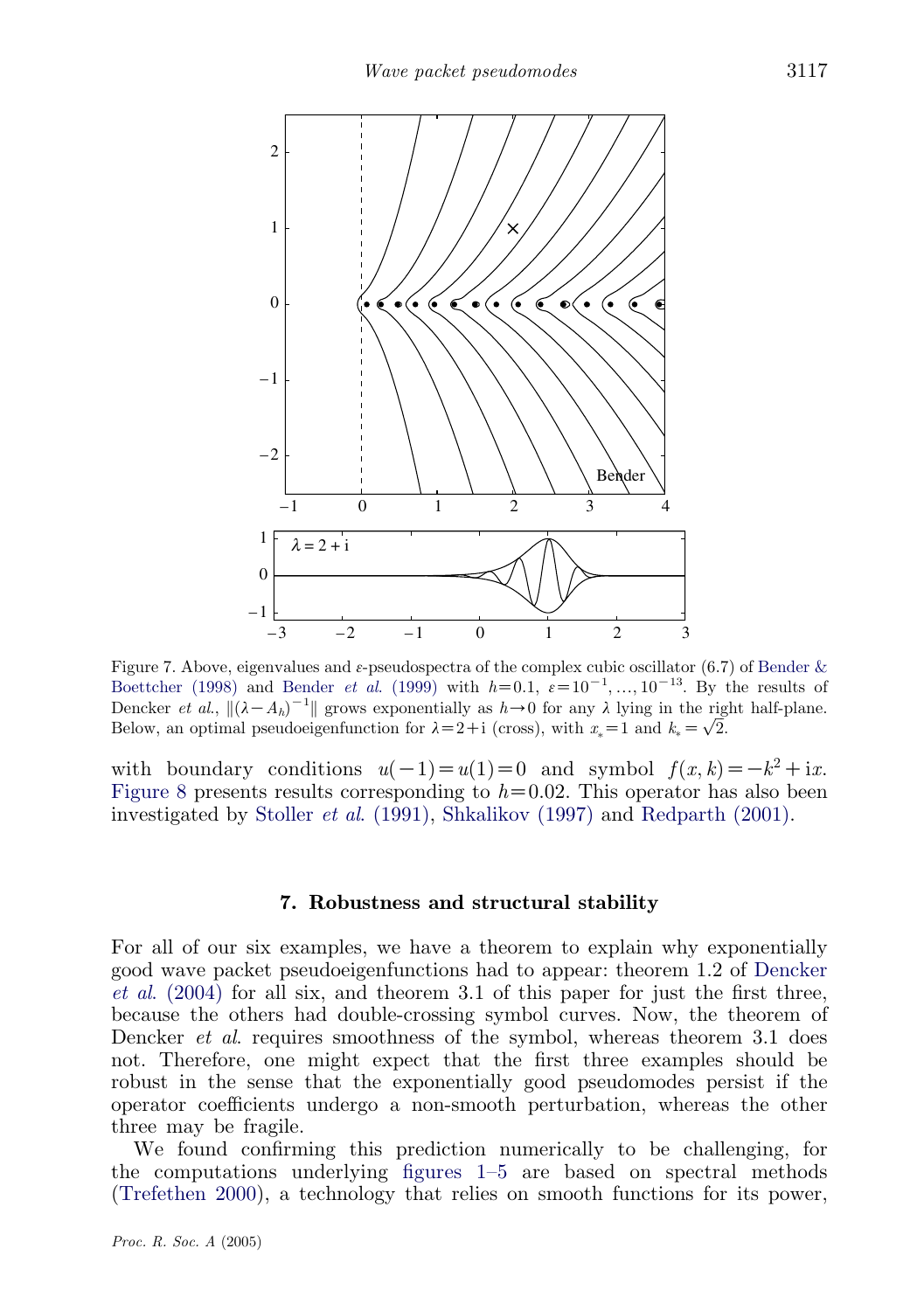Figure 7. Above, eigenvalues and $\varepsilon$-pseudospectra of the complex cubic oscillator (6.7) of Bender & Boettcher (1998) and Bender *et al.* (1999) with $h=0.1$, $\varepsilon=10^{-1},\ldots,10^{-13}$. By the results of Dencker *et al.*, $\|(\lambda-A_h)^{-1}\|$ grows exponentially as $h\to 0$ for any $\lambda$ lying in the right half-plane. Below, an optimal pseudoeigenfunction for $\lambda=2+\mathrm{i}$ (cross), with $x_*=1$ and $k_*=\sqrt{2}$.

with boundary conditions $u(-1)=u(1)=0$ and symbol $f(x,k)=-k^2+\mathrm{i}x$. Figure 8 presents results corresponding to $h=0.02$. This operator has also been investigated by Stoller *et al.* (1991), Shkalikov (1997) and Redparth (2001).

## 7. Robustness and structural stability

For all of our six examples, we have a theorem to explain why exponentially good wave packet pseudoeigenfunctions had to appear: theorem 1.2 of Dencker *et al.* (2004) for all six, and theorem 3.1 of this paper for just the first three, because the others had double-crossing symbol curves. Now, the theorem of Dencker *et al.* requires smoothness of the symbol, whereas theorem 3.1 does not. Therefore, one might expect that the first three examples should be robust in the sense that the exponentially good pseudomodes persist if the operator coefficients undergo a non-smooth perturbation, whereas the other three may be fragile.

We found confirming this prediction numerically to be challenging, for the computations underlying figures 1–5 are based on spectral methods (Trefethen 2000), a technology that relies on smooth functions for its power,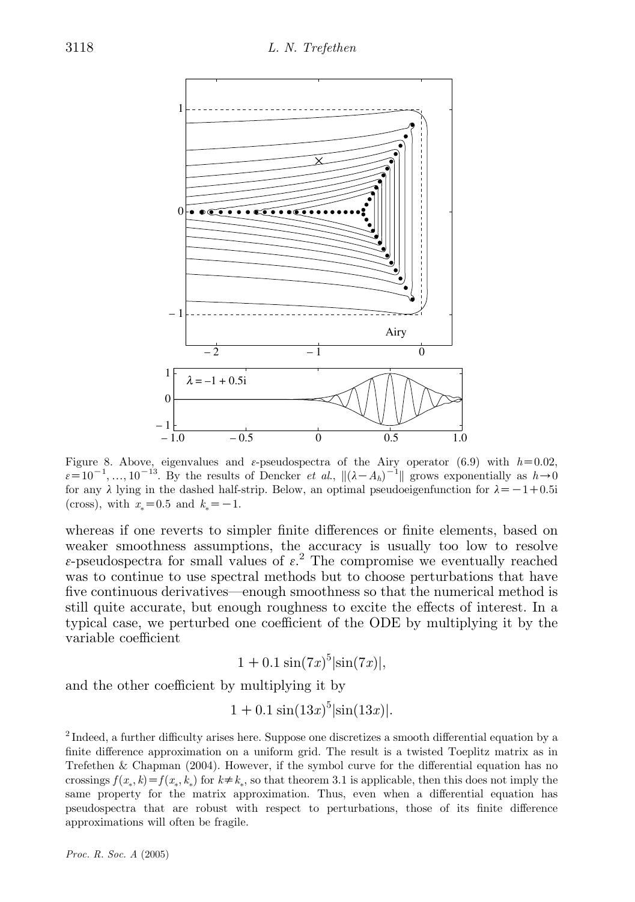Figure 8. Above, eigenvalues and $\varepsilon$-pseudospectra of the Airy operator (6.9) with $h=0.02$, $\varepsilon=10^{-1},\ldots,10^{-13}$. By the results of Dencker *et al.*, $\|(\lambda-A_h)^{-1}\|$ grows exponentially as $h\to 0$ for any $\lambda$ lying in the dashed half-strip. Below, an optimal pseudoeigenfunction for $\lambda=-1+0.5\mathrm{i}$ (cross), with $x_*=0.5$ and $k_*=-1$.

whereas if one reverts to simpler finite differences or finite elements, based on weaker smoothness assumptions, the accuracy is usually too low to resolve $\varepsilon$-pseudospectra for small values of $\varepsilon$.[2] The compromise we eventually reached was to continue to use spectral methods but to choose perturbations that have five continuous derivatives—enough smoothness so that the numerical method is still quite accurate, but enough roughness to excite the effects of interest. In a typical case, we perturbed one coefficient of the ODE by multiplying it by the variable coefficient

$$1+0.1\sin(7x)^5|\sin(7x)|,$$

and the other coefficient by multiplying it by

$$1+0.1\sin(13x)^5|\sin(13x)|.$$

[2] Indeed, a further difficulty arises here. Suppose one discretizes a smooth differential equation by a finite difference approximation on a uniform grid. The result is a twisted Toeplitz matrix as in Trefethen & Chapman (2004). However, if the symbol curve for the differential equation has no crossings $f(x_*,k)=f(x_*,k_*)$ for $k\neq k_*$, so that theorem 3.1 is applicable, then this does not imply the same property for the matrix approximation. Thus, even when a differential equation has pseudospectra that are robust with respect to perturbations, those of its finite difference approximations will often be fragile.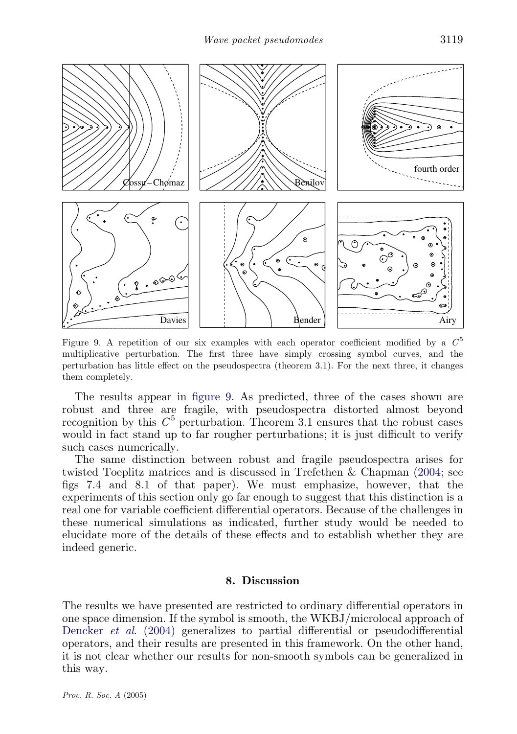Figure 9. A repetition of our six examples with each operator coefficient modified by a $C^5$ multiplicative perturbation. The first three have simply crossing symbol curves, and the perturbation has little effect on the pseudospectra (theorem 3.1). For the next three, it changes them completely.

The results appear in figure 9. As predicted, three of the cases shown are robust and three are fragile, with pseudospectra distorted almost beyond recognition by this $C^5$ perturbation. Theorem 3.1 ensures that the robust cases would in fact stand up to far rougher perturbations; it is just difficult to verify such cases numerically.

The same distinction between robust and fragile pseudospectra arises for twisted Toeplitz matrices and is discussed in Trefethen & Chapman (2004; see figs 7.4 and 8.1 of that paper). We must emphasize, however, that the experiments of this section only go far enough to suggest that this distinction is a real one for variable coefficient differential operators. Because of the challenges in these numerical simulations as indicated, further study would be needed to elucidate more of the details of these effects and to establish whether they are indeed generic.

## 8. Discussion

The results we have presented are restricted to ordinary differential operators in one space dimension. If the symbol is smooth, the WKBJ/microlocal approach of Dencker *et al*. (2004) generalizes to partial differential or pseudodifferential operators, and their results are presented in this framework. On the other hand, it is not clear whether our results for non-smooth symbols can be generalized in this way.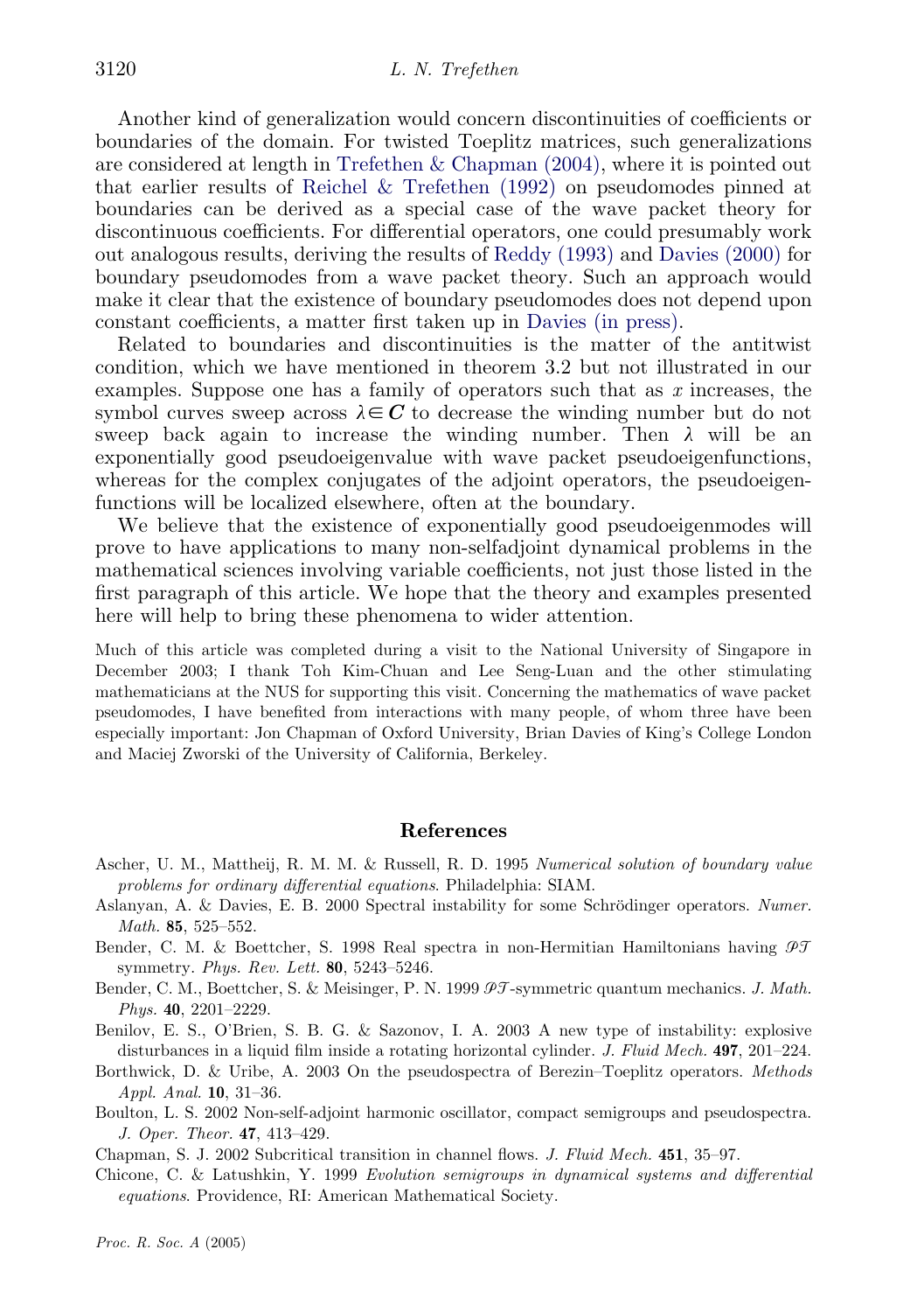Another kind of generalization would concern discontinuities of coefficients or boundaries of the domain. For twisted Toeplitz matrices, such generalizations are considered at length in Trefethen & Chapman (2004), where it is pointed out that earlier results of Reichel & Trefethen (1992) on pseudomodes pinned at boundaries can be derived as a special case of the wave packet theory for discontinuous coefficients. For differential operators, one could presumably work out analogous results, deriving the results of Reddy (1993) and Davies (2000) for boundary pseudomodes from a wave packet theory. Such an approach would make it clear that the existence of boundary pseudomodes does not depend upon constant coefficients, a matter first taken up in Davies (in press).

Related to boundaries and discontinuities is the matter of the antitwist condition, which we have mentioned in theorem 3.2 but not illustrated in our examples. Suppose one has a family of operators such that as $x$ increases, the symbol curves sweep across $\lambda \in \boldsymbol{C}$ to decrease the winding number but do not sweep back again to increase the winding number. Then $\lambda$ will be an exponentially good pseudoeigenvalue with wave packet pseudoeigenfunctions, whereas for the complex conjugates of the adjoint operators, the pseudoeigenfunctions will be localized elsewhere, often at the boundary.

We believe that the existence of exponentially good pseudoeigenmodes will prove to have applications to many non-selfadjoint dynamical problems in the mathematical sciences involving variable coefficients, not just those listed in the first paragraph of this article. We hope that the theory and examples presented here will help to bring these phenomena to wider attention.

Much of this article was completed during a visit to the National University of Singapore in December 2003; I thank Toh Kim-Chuan and Lee Seng-Luan and the other stimulating mathematicians at the NUS for supporting this visit. Concerning the mathematics of wave packet pseudomodes, I have benefited from interactions with many people, of whom three have been especially important: Jon Chapman of Oxford University, Brian Davies of King's College London and Maciej Zworski of the University of California, Berkeley.

## References

Ascher, U. M., Mattheij, R. M. M. & Russell, R. D. 1995 *Numerical solution of boundary value problems for ordinary differential equations*. Philadelphia: SIAM.

Aslanyan, A. & Davies, E. B. 2000 Spectral instability for some Schrödinger operators. *Numer. Math.* **85**, 525–552.

Bender, C. M. & Boettcher, S. 1998 Real spectra in non-Hermitian Hamiltonians having $\mathcal{PT}$ symmetry. *Phys. Rev. Lett.* **80**, 5243–5246.

Bender, C. M., Boettcher, S. & Meisinger, P. N. 1999 $\mathcal{PT}$-symmetric quantum mechanics. *J. Math. Phys.* **40**, 2201–2229.

Benilov, E. S., O'Brien, S. B. G. & Sazonov, I. A. 2003 A new type of instability: explosive disturbances in a liquid film inside a rotating horizontal cylinder. *J. Fluid Mech.* **497**, 201–224.

Borthwick, D. & Uribe, A. 2003 On the pseudospectra of Berezin–Toeplitz operators. *Methods Appl. Anal.* **10**, 31–36.

Boulton, L. S. 2002 Non-self-adjoint harmonic oscillator, compact semigroups and pseudospectra. *J. Oper. Theor.* **47**, 413–429.

Chapman, S. J. 2002 Subcritical transition in channel flows. *J. Fluid Mech.* **451**, 35–97.

Chicone, C. & Latushkin, Y. 1999 *Evolution semigroups in dynamical systems and differential equations*. Providence, RI: American Mathematical Society.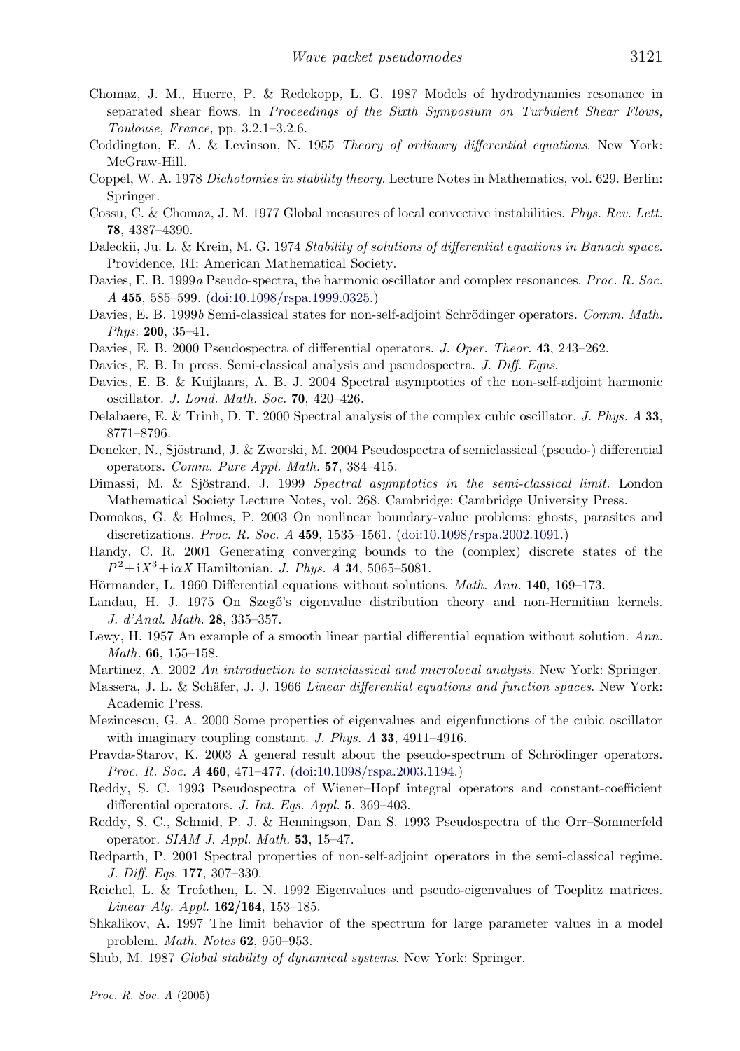Chomaz, J. M., Huerre, P. & Redekopp, L. G. 1987 Models of hydrodynamics resonance in separated shear flows. In *Proceedings of the Sixth Symposium on Turbulent Shear Flows, Toulouse, France,* pp. 3.2.1–3.2.6.

Coddington, E. A. & Levinson, N. 1955 *Theory of ordinary differential equations*. New York: McGraw-Hill.

Coppel, W. A. 1978 *Dichotomies in stability theory.* Lecture Notes in Mathematics, vol. 629. Berlin: Springer.

Cossu, C. & Chomaz, J. M. 1977 Global measures of local convective instabilities. *Phys. Rev. Lett.* **78**, 4387–4390.

Daleckii, Ju. L. & Krein, M. G. 1974 *Stability of solutions of differential equations in Banach space*. Providence, RI: American Mathematical Society.

Davies, E. B. 1999*a* Pseudo-spectra, the harmonic oscillator and complex resonances. *Proc. R. Soc. A* **455**, 585–599. (doi:10.1098/rspa.1999.0325.)

Davies, E. B. 1999*b* Semi-classical states for non-self-adjoint Schrödinger operators. *Comm. Math. Phys.* **200**, 35–41.

Davies, E. B. 2000 Pseudospectra of differential operators. *J. Oper. Theor.* **43**, 243–262.

Davies, E. B. In press. Semi-classical analysis and pseudospectra. *J. Diff. Eqns*.

Davies, E. B. & Kuijlaars, A. B. J. 2004 Spectral asymptotics of the non-self-adjoint harmonic oscillator. *J. Lond. Math. Soc.* **70**, 420–426.

Delabaere, E. & Trinh, D. T. 2000 Spectral analysis of the complex cubic oscillator. *J. Phys. A* **33**, 8771–8796.

Dencker, N., Sjöstrand, J. & Zworski, M. 2004 Pseudospectra of semiclassical (pseudo-) differential operators. *Comm. Pure Appl. Math.* **57**, 384–415.

Dimassi, M. & Sjöstrand, J. 1999 *Spectral asymptotics in the semi-classical limit.* London Mathematical Society Lecture Notes, vol. 268. Cambridge: Cambridge University Press.

Domokos, G. & Holmes, P. 2003 On nonlinear boundary-value problems: ghosts, parasites and discretizations. *Proc. R. Soc. A* **459**, 1535–1561. (doi:10.1098/rspa.2002.1091.)

Handy, C. R. 2001 Generating converging bounds to the (complex) discrete states of the $P^2+\mathrm{i}X^3+\mathrm{i}\alpha X$ Hamiltonian. *J. Phys. A* **34**, 5065–5081.

Hörmander, L. 1960 Differential equations without solutions. *Math. Ann.* **140**, 169–173.

Landau, H. J. 1975 On Szegő's eigenvalue distribution theory and non-Hermitian kernels. *J. d'Anal. Math.* **28**, 335–357.

Lewy, H. 1957 An example of a smooth linear partial differential equation without solution. *Ann. Math.* **66**, 155–158.

Martinez, A. 2002 *An introduction to semiclassical and microlocal analysis*. New York: Springer.

Massera, J. L. & Schäfer, J. J. 1966 *Linear differential equations and function spaces*. New York: Academic Press.

Mezincescu, G. A. 2000 Some properties of eigenvalues and eigenfunctions of the cubic oscillator with imaginary coupling constant. *J. Phys. A* **33**, 4911–4916.

Pravda-Starov, K. 2003 A general result about the pseudo-spectrum of Schrödinger operators. *Proc. R. Soc. A* **460**, 471–477. (doi:10.1098/rspa.2003.1194.)

Reddy, S. C. 1993 Pseudospectra of Wiener–Hopf integral operators and constant-coefficient differential operators. *J. Int. Eqs. Appl.* **5**, 369–403.

Reddy, S. C., Schmid, P. J. & Henningson, Dan S. 1993 Pseudospectra of the Orr–Sommerfeld operator. *SIAM J. Appl. Math.* **53**, 15–47.

Redparth, P. 2001 Spectral properties of non-self-adjoint operators in the semi-classical regime. *J. Diff. Eqs.* **177**, 307–330.

Reichel, L. & Trefethen, L. N. 1992 Eigenvalues and pseudo-eigenvalues of Toeplitz matrices. *Linear Alg. Appl.* **162/164**, 153–185.

Shkalikov, A. 1997 The limit behavior of the spectrum for large parameter values in a model problem. *Math. Notes* **62**, 950–953.

Shub, M. 1987 *Global stability of dynamical systems*. New York: Springer.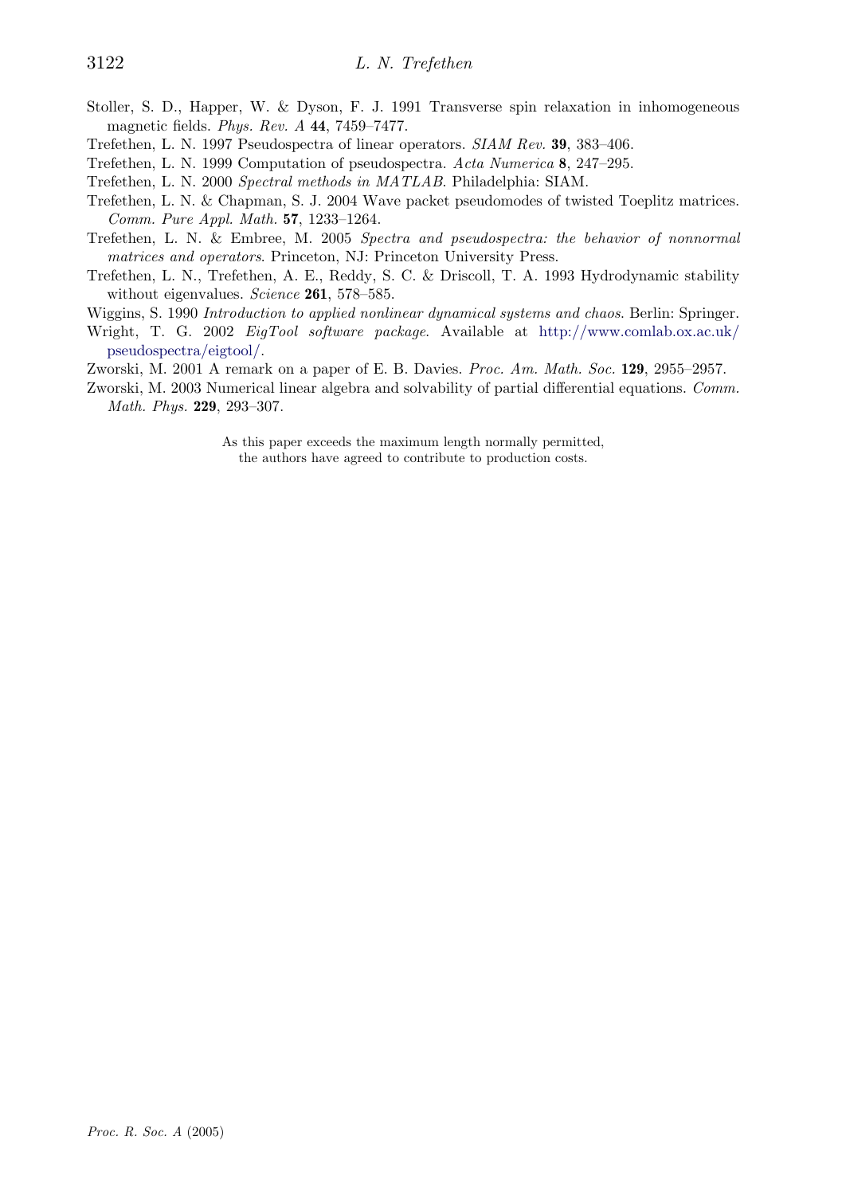Stoller, S. D., Happer, W. & Dyson, F. J. 1991 Transverse spin relaxation in inhomogeneous magnetic fields. *Phys. Rev. A* **44**, 7459–7477.

Trefethen, L. N. 1997 Pseudospectra of linear operators. *SIAM Rev.* **39**, 383–406.

Trefethen, L. N. 1999 Computation of pseudospectra. *Acta Numerica* **8**, 247–295.

Trefethen, L. N. 2000 *Spectral methods in MATLAB*. Philadelphia: SIAM.

Trefethen, L. N. & Chapman, S. J. 2004 Wave packet pseudomodes of twisted Toeplitz matrices. *Comm. Pure Appl. Math.* **57**, 1233–1264.

Trefethen, L. N. & Embree, M. 2005 *Spectra and pseudospectra: the behavior of nonnormal matrices and operators*. Princeton, NJ: Princeton University Press.

Trefethen, L. N., Trefethen, A. E., Reddy, S. C. & Driscoll, T. A. 1993 Hydrodynamic stability without eigenvalues. *Science* **261**, 578–585.

Wiggins, S. 1990 *Introduction to applied nonlinear dynamical systems and chaos*. Berlin: Springer.

Wright, T. G. 2002 *EigTool software package*. Available at http://www.comlab.ox.ac.uk/pseudospectra/eigtool/.

Zworski, M. 2001 A remark on a paper of E. B. Davies. *Proc. Am. Math. Soc.* **129**, 2955–2957.

Zworski, M. 2003 Numerical linear algebra and solvability of partial differential equations. *Comm. Math. Phys.* **229**, 293–307.

As this paper exceeds the maximum length normally permitted, the authors have agreed to contribute to production costs.